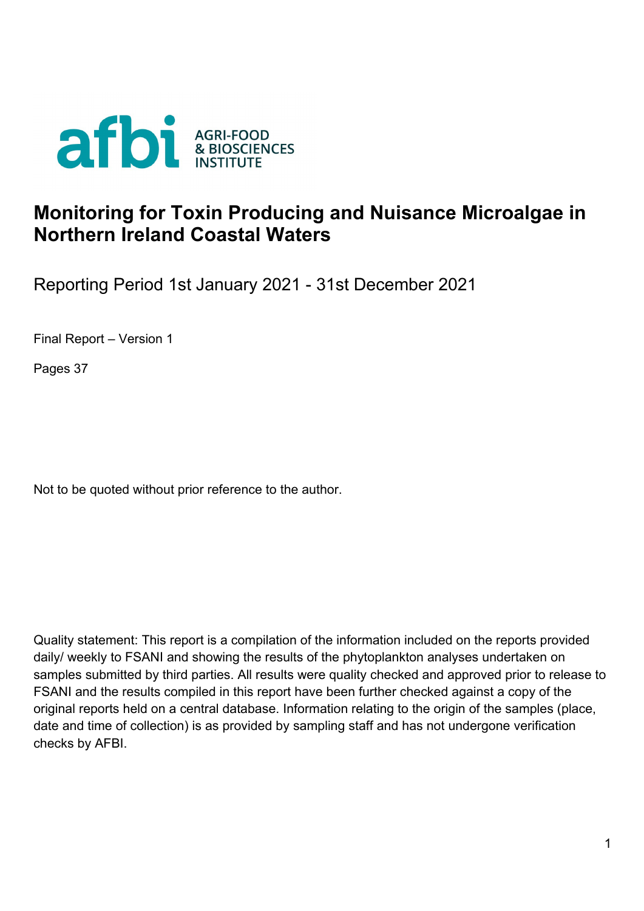afbi AGRI-FOOD & BIOSCIENCES INSTITUTE

# Monitoring for Toxin Producing and Nuisance Microalgae in Northern Ireland Coastal Waters

Reporting Period 1st January 2021 - 31st December 2021

Final Report – Version 1

Pages 37

Not to be quoted without prior reference to the author.

Quality statement: This report is a compilation of the information included on the reports provided daily/ weekly to FSANI and showing the results of the phytoplankton analyses undertaken on samples submitted by third parties. All results were quality checked and approved prior to release to FSANI and the results compiled in this report have been further checked against a copy of the original reports held on a central database. Information relating to the origin of the samples (place, date and time of collection) is as provided by sampling staff and has not undergone verification checks by AFBI.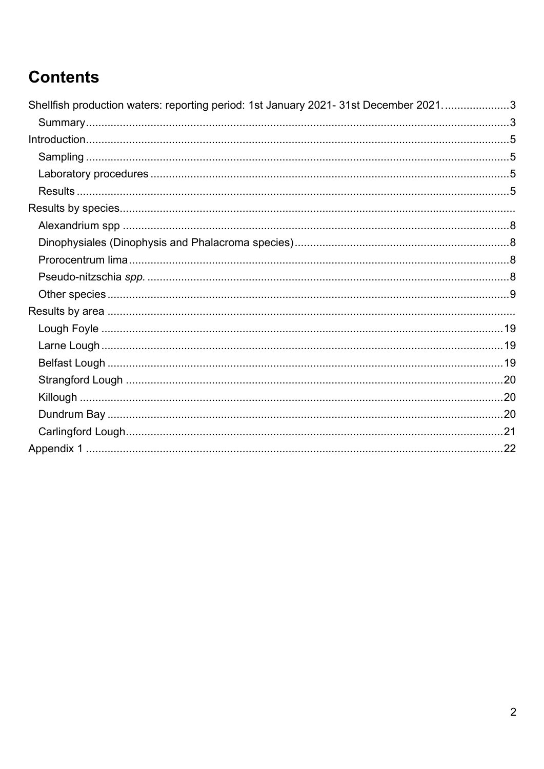# Contents

Shellfish production waters: reporting period: 1st January 2021- 31st December 2021. ..................... 3
- Summary ..................................................................................................................... 3

Introduction ...................................................................................................................... 5
- Sampling ..................................................................................................................... 5
- Laboratory procedures ................................................................................................ 5
- Results ........................................................................................................................ 5

Results by species ...........................................................................................................
- Alexandrium spp ......................................................................................................... 8
- Dinophysiales (Dinophysis and Phalacroma species) .................................................. 8
- Prorocentrum lima ....................................................................................................... 8
- Pseudo-nitzschia *spp.* ................................................................................................. 8
- Other species .............................................................................................................. 9

Results by area ................................................................................................................
- Lough Foyle ............................................................................................................... 19
- Larne Lough ............................................................................................................... 19
- Belfast Lough ............................................................................................................. 19
- Strangford Lough ....................................................................................................... 20
- Killough ...................................................................................................................... 20
- Dundrum Bay ............................................................................................................. 20
- Carlingford Lough ....................................................................................................... 21

Appendix 1 ...................................................................................................................... 22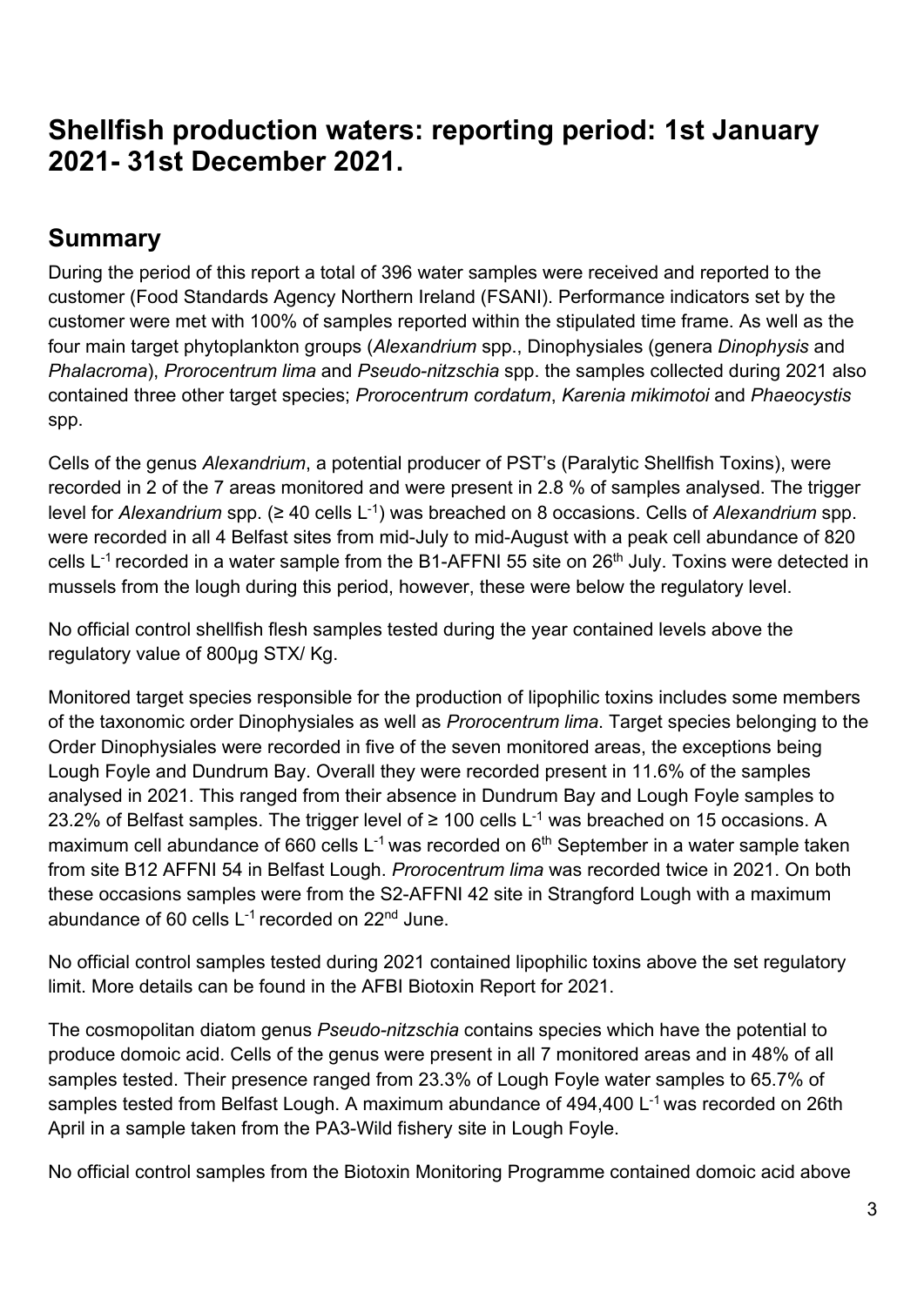# Shellfish production waters: reporting period: 1st January 2021- 31st December 2021.

## Summary

During the period of this report a total of 396 water samples were received and reported to the customer (Food Standards Agency Northern Ireland (FSANI). Performance indicators set by the customer were met with 100% of samples reported within the stipulated time frame. As well as the four main target phytoplankton groups (*Alexandrium* spp., Dinophysiales (genera *Dinophysis* and *Phalacroma*), *Prorocentrum lima* and *Pseudo-nitzschia* spp. the samples collected during 2021 also contained three other target species; *Prorocentrum cordatum*, *Karenia mikimotoi* and *Phaeocystis* spp.

Cells of the genus *Alexandrium*, a potential producer of PST's (Paralytic Shellfish Toxins), were recorded in 2 of the 7 areas monitored and were present in 2.8 % of samples analysed. The trigger level for *Alexandrium* spp. (≥ 40 cells $L^{-1}$) was breached on 8 occasions. Cells of *Alexandrium* spp. were recorded in all 4 Belfast sites from mid-July to mid-August with a peak cell abundance of 820 cells $L^{-1}$ recorded in a water sample from the B1-AFFNI 55 site on 26th July. Toxins were detected in mussels from the lough during this period, however, these were below the regulatory level.

No official control shellfish flesh samples tested during the year contained levels above the regulatory value of 800µg STX/ Kg.

Monitored target species responsible for the production of lipophilic toxins includes some members of the taxonomic order Dinophysiales as well as *Prorocentrum lima*. Target species belonging to the Order Dinophysiales were recorded in five of the seven monitored areas, the exceptions being Lough Foyle and Dundrum Bay. Overall they were recorded present in 11.6% of the samples analysed in 2021. This ranged from their absence in Dundrum Bay and Lough Foyle samples to 23.2% of Belfast samples. The trigger level of ≥ 100 cells $L^{-1}$ was breached on 15 occasions. A maximum cell abundance of 660 cells $L^{-1}$ was recorded on 6th September in a water sample taken from site B12 AFFNI 54 in Belfast Lough. *Prorocentrum lima* was recorded twice in 2021. On both these occasions samples were from the S2-AFFNI 42 site in Strangford Lough with a maximum abundance of 60 cells $L^{-1}$ recorded on 22nd June.

No official control samples tested during 2021 contained lipophilic toxins above the set regulatory limit. More details can be found in the AFBI Biotoxin Report for 2021.

The cosmopolitan diatom genus *Pseudo-nitzschia* contains species which have the potential to produce domoic acid. Cells of the genus were present in all 7 monitored areas and in 48% of all samples tested. Their presence ranged from 23.3% of Lough Foyle water samples to 65.7% of samples tested from Belfast Lough. A maximum abundance of 494,400 $L^{-1}$ was recorded on 26th April in a sample taken from the PA3-Wild fishery site in Lough Foyle.

No official control samples from the Biotoxin Monitoring Programme contained domoic acid above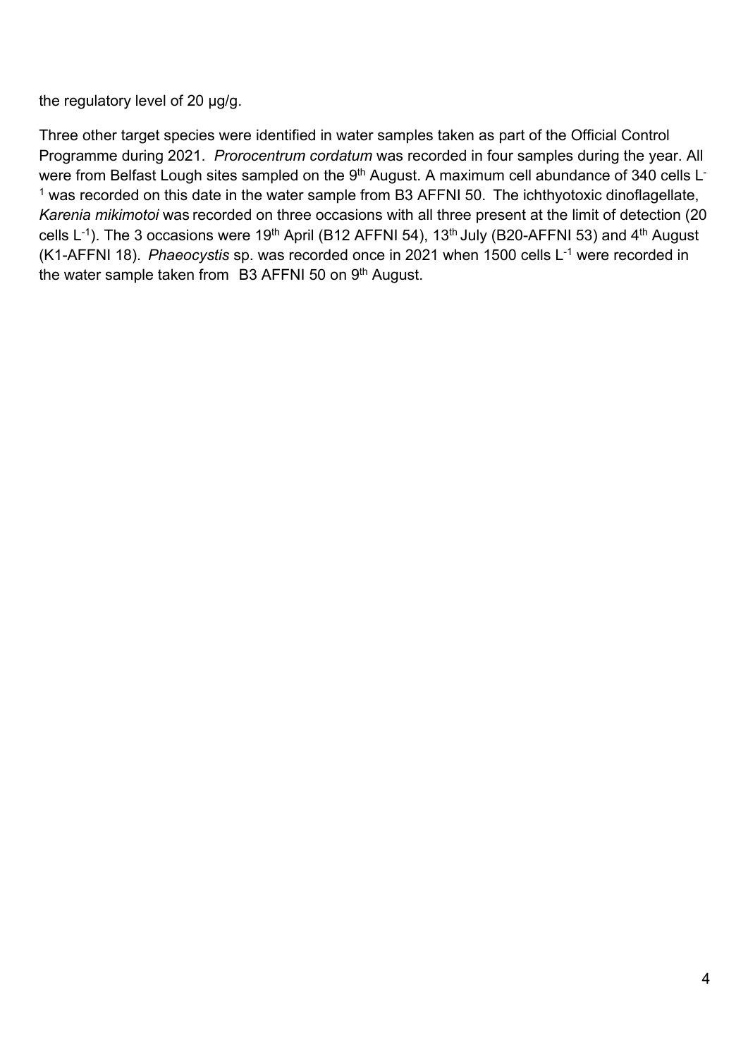the regulatory level of 20 µg/g.

Three other target species were identified in water samples taken as part of the Official Control Programme during 2021. *Prorocentrum cordatum* was recorded in four samples during the year. All were from Belfast Lough sites sampled on the 9th August. A maximum cell abundance of 340 cells $L^{-1}$ was recorded on this date in the water sample from B3 AFFNI 50. The ichthyotoxic dinoflagellate, *Karenia mikimotoi* was recorded on three occasions with all three present at the limit of detection (20 cells $L^{-1}$). The 3 occasions were 19th April (B12 AFFNI 54), 13th July (B20-AFFNI 53) and 4th August (K1-AFFNI 18). *Phaeocystis* sp. was recorded once in 2021 when 1500 cells $L^{-1}$ were recorded in the water sample taken from B3 AFFNI 50 on 9th August.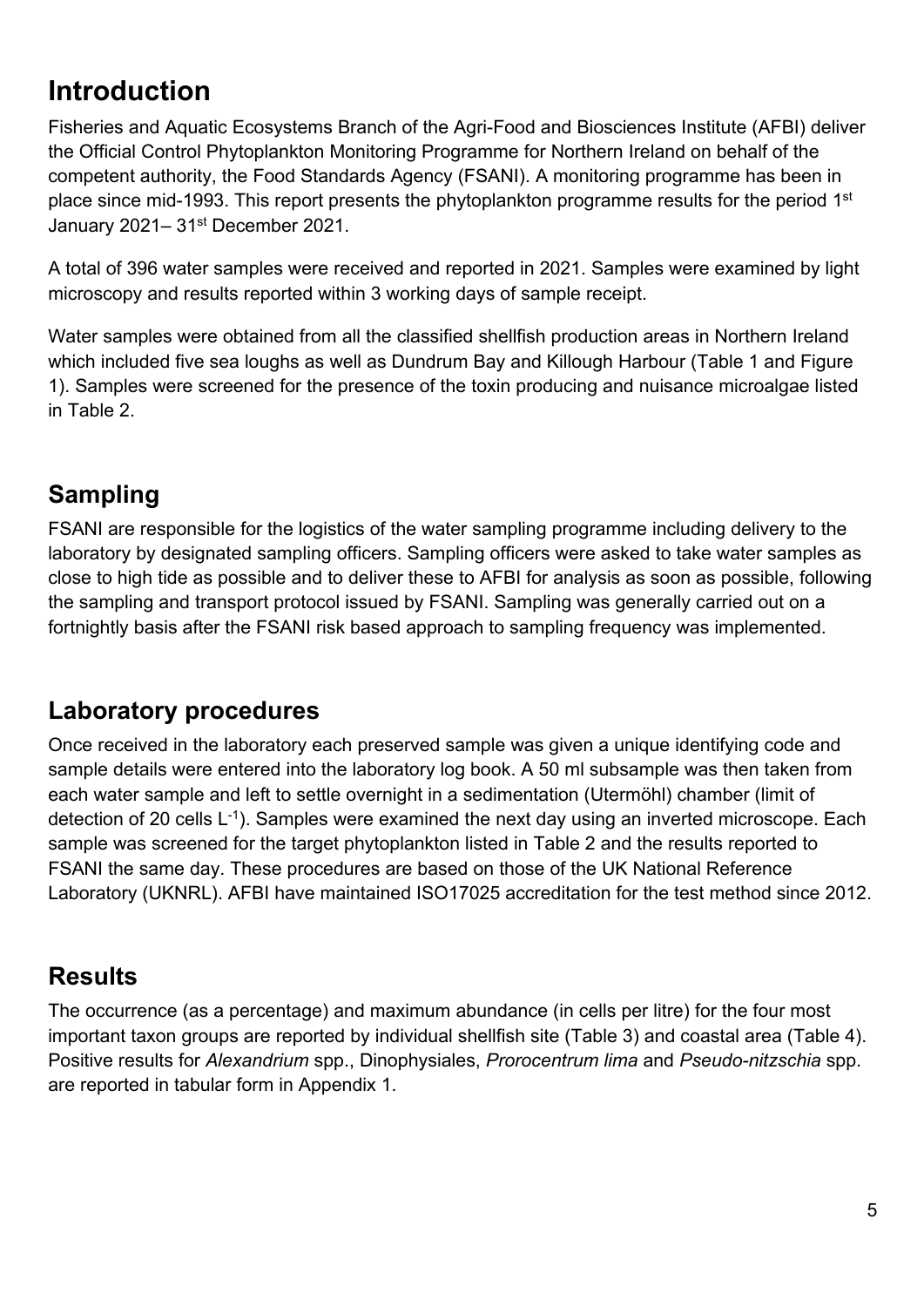# Introduction

Fisheries and Aquatic Ecosystems Branch of the Agri-Food and Biosciences Institute (AFBI) deliver the Official Control Phytoplankton Monitoring Programme for Northern Ireland on behalf of the competent authority, the Food Standards Agency (FSANI). A monitoring programme has been in place since mid-1993. This report presents the phytoplankton programme results for the period 1st January 2021– 31st December 2021.

A total of 396 water samples were received and reported in 2021. Samples were examined by light microscopy and results reported within 3 working days of sample receipt.

Water samples were obtained from all the classified shellfish production areas in Northern Ireland which included five sea loughs as well as Dundrum Bay and Killough Harbour (Table 1 and Figure 1). Samples were screened for the presence of the toxin producing and nuisance microalgae listed in Table 2.

## Sampling

FSANI are responsible for the logistics of the water sampling programme including delivery to the laboratory by designated sampling officers. Sampling officers were asked to take water samples as close to high tide as possible and to deliver these to AFBI for analysis as soon as possible, following the sampling and transport protocol issued by FSANI. Sampling was generally carried out on a fortnightly basis after the FSANI risk based approach to sampling frequency was implemented.

## Laboratory procedures

Once received in the laboratory each preserved sample was given a unique identifying code and sample details were entered into the laboratory log book. A 50 ml subsample was then taken from each water sample and left to settle overnight in a sedimentation (Utermöhl) chamber (limit of detection of 20 cells $L^{-1}$). Samples were examined the next day using an inverted microscope. Each sample was screened for the target phytoplankton listed in Table 2 and the results reported to FSANI the same day. These procedures are based on those of the UK National Reference Laboratory (UKNRL). AFBI have maintained ISO17025 accreditation for the test method since 2012.

## Results

The occurrence (as a percentage) and maximum abundance (in cells per litre) for the four most important taxon groups are reported by individual shellfish site (Table 3) and coastal area (Table 4). Positive results for *Alexandrium* spp., Dinophysiales, *Prorocentrum lima* and *Pseudo-nitzschia* spp. are reported in tabular form in Appendix 1.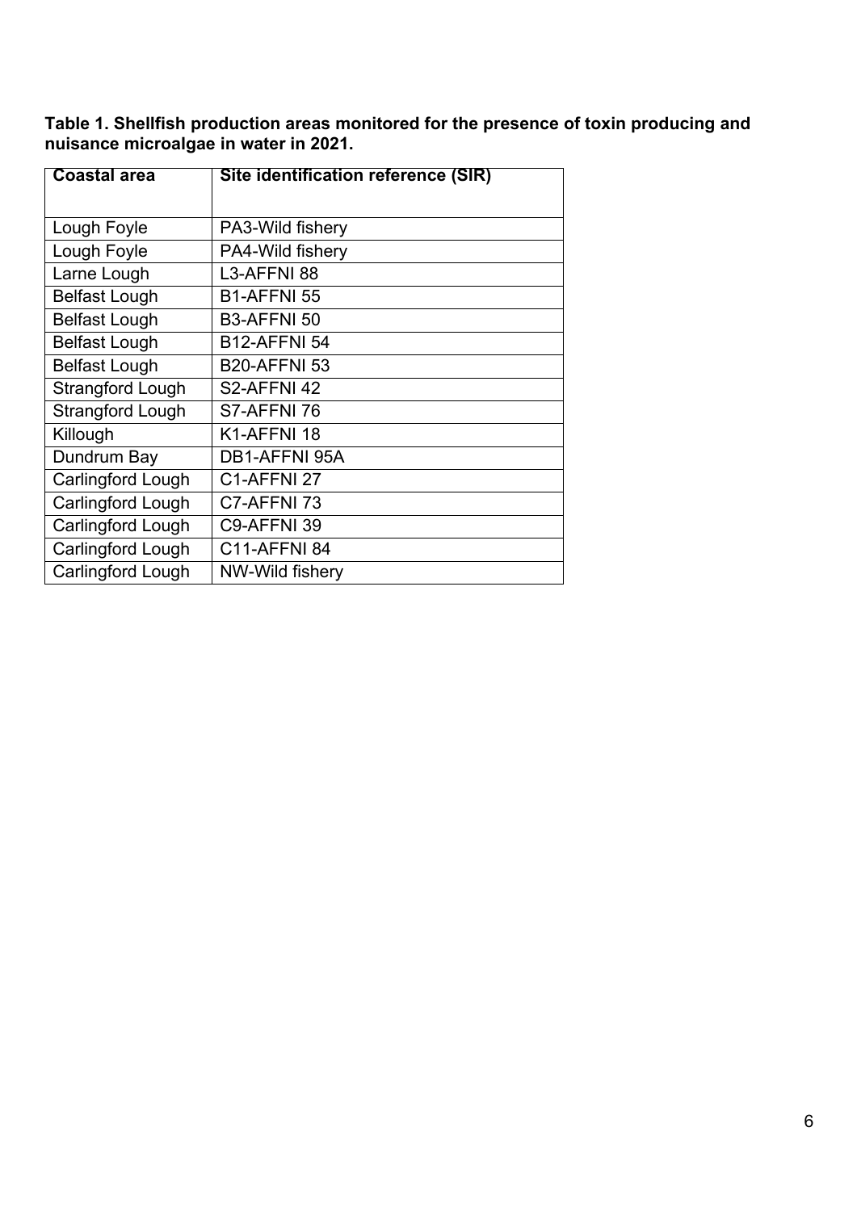**Table 1. Shellfish production areas monitored for the presence of toxin producing and nuisance microalgae in water in 2021.**

| Coastal area | Site identification reference (SIR) |
| --- | --- |
| Lough Foyle | PA3-Wild fishery |
| Lough Foyle | PA4-Wild fishery |
| Larne Lough | L3-AFFNI 88 |
| Belfast Lough | B1-AFFNI 55 |
| Belfast Lough | B3-AFFNI 50 |
| Belfast Lough | B12-AFFNI 54 |
| Belfast Lough | B20-AFFNI 53 |
| Strangford Lough | S2-AFFNI 42 |
| Strangford Lough | S7-AFFNI 76 |
| Killough | K1-AFFNI 18 |
| Dundrum Bay | DB1-AFFNI 95A |
| Carlingford Lough | C1-AFFNI 27 |
| Carlingford Lough | C7-AFFNI 73 |
| Carlingford Lough | C9-AFFNI 39 |
| Carlingford Lough | C11-AFFNI 84 |
| Carlingford Lough | NW-Wild fishery |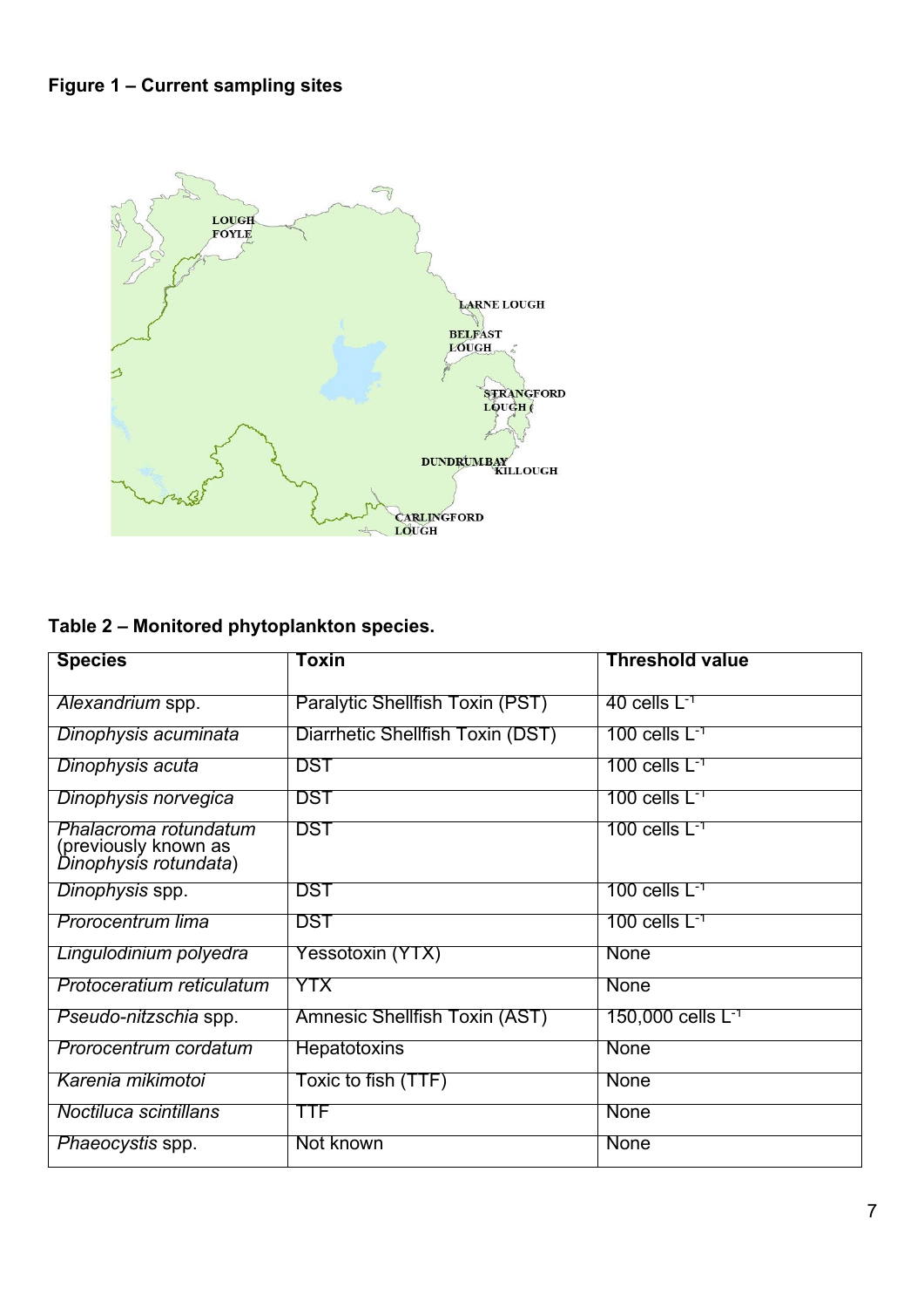**Figure 1 – Current sampling sites**

LOUGH FOYLE

LARNE LOUGH

BELFAST LOUGH

STRANGFORD LOUGH (

DUNDRUM BAY

KILLOUGH

CARLINGFORD LOUGH

**Table 2 – Monitored phytoplankton species.**

| Species | Toxin | Threshold value |
|---|---|---|
| *Alexandrium* spp. | Paralytic Shellfish Toxin (PST) | 40 cells $L^{-1}$ |
| *Dinophysis acuminata* | Diarrhetic Shellfish Toxin (DST) | 100 cells $L^{-1}$ |
| *Dinophysis acuta* | DST | 100 cells $L^{-1}$ |
| *Dinophysis norvegica* | DST | 100 cells $L^{-1}$ |
| *Phalacroma rotundatum* (previously known as *Dinophysis rotundata*) | DST | 100 cells $L^{-1}$ |
| *Dinophysis* spp. | DST | 100 cells $L^{-1}$ |
| *Prorocentrum lima* | DST | 100 cells $L^{-1}$ |
| *Lingulodinium polyedra* | Yessotoxin (YTX) | None |
| *Protoceratium reticulatum* | YTX | None |
| *Pseudo-nitzschia* spp. | Amnesic Shellfish Toxin (AST) | 150,000 cells $L^{-1}$ |
| *Prorocentrum cordatum* | Hepatotoxins | None |
| *Karenia mikimotoi* | Toxic to fish (TTF) | None |
| *Noctiluca scintillans* | TTF | None |
| *Phaeocystis* spp. | Not known | None |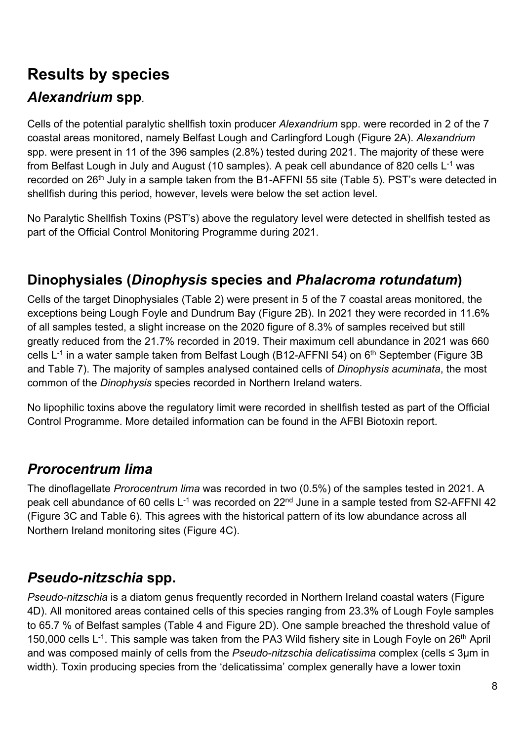# Results by species

## *Alexandrium* spp.

Cells of the potential paralytic shellfish toxin producer *Alexandrium* spp. were recorded in 2 of the 7 coastal areas monitored, namely Belfast Lough and Carlingford Lough (Figure 2A). *Alexandrium* spp. were present in 11 of the 396 samples (2.8%) tested during 2021. The majority of these were from Belfast Lough in July and August (10 samples). A peak cell abundance of 820 cells $L^{-1}$ was recorded on 26th July in a sample taken from the B1-AFFNI 55 site (Table 5). PST's were detected in shellfish during this period, however, levels were below the set action level.

No Paralytic Shellfish Toxins (PST's) above the regulatory level were detected in shellfish tested as part of the Official Control Monitoring Programme during 2021.

## Dinophysiales (*Dinophysis* species and *Phalacroma rotundatum*)

Cells of the target Dinophysiales (Table 2) were present in 5 of the 7 coastal areas monitored, the exceptions being Lough Foyle and Dundrum Bay (Figure 2B). In 2021 they were recorded in 11.6% of all samples tested, a slight increase on the 2020 figure of 8.3% of samples received but still greatly reduced from the 21.7% recorded in 2019. Their maximum cell abundance in 2021 was 660 cells $L^{-1}$ in a water sample taken from Belfast Lough (B12-AFFNI 54) on 6th September (Figure 3B and Table 7). The majority of samples analysed contained cells of *Dinophysis acuminata*, the most common of the *Dinophysis* species recorded in Northern Ireland waters.

No lipophilic toxins above the regulatory limit were recorded in shellfish tested as part of the Official Control Programme. More detailed information can be found in the AFBI Biotoxin report.

## *Prorocentrum lima*

The dinoflagellate *Prorocentrum lima* was recorded in two (0.5%) of the samples tested in 2021. A peak cell abundance of 60 cells $L^{-1}$ was recorded on 22nd June in a sample tested from S2-AFFNI 42 (Figure 3C and Table 6). This agrees with the historical pattern of its low abundance across all Northern Ireland monitoring sites (Figure 4C).

## *Pseudo-nitzschia* spp.

*Pseudo-nitzschia* is a diatom genus frequently recorded in Northern Ireland coastal waters (Figure 4D). All monitored areas contained cells of this species ranging from 23.3% of Lough Foyle samples to 65.7 % of Belfast samples (Table 4 and Figure 2D). One sample breached the threshold value of 150,000 cells $L^{-1}$. This sample was taken from the PA3 Wild fishery site in Lough Foyle on 26th April and was composed mainly of cells from the *Pseudo-nitzschia delicatissima* complex (cells ≤ 3μm in width). Toxin producing species from the 'delicatissima' complex generally have a lower toxin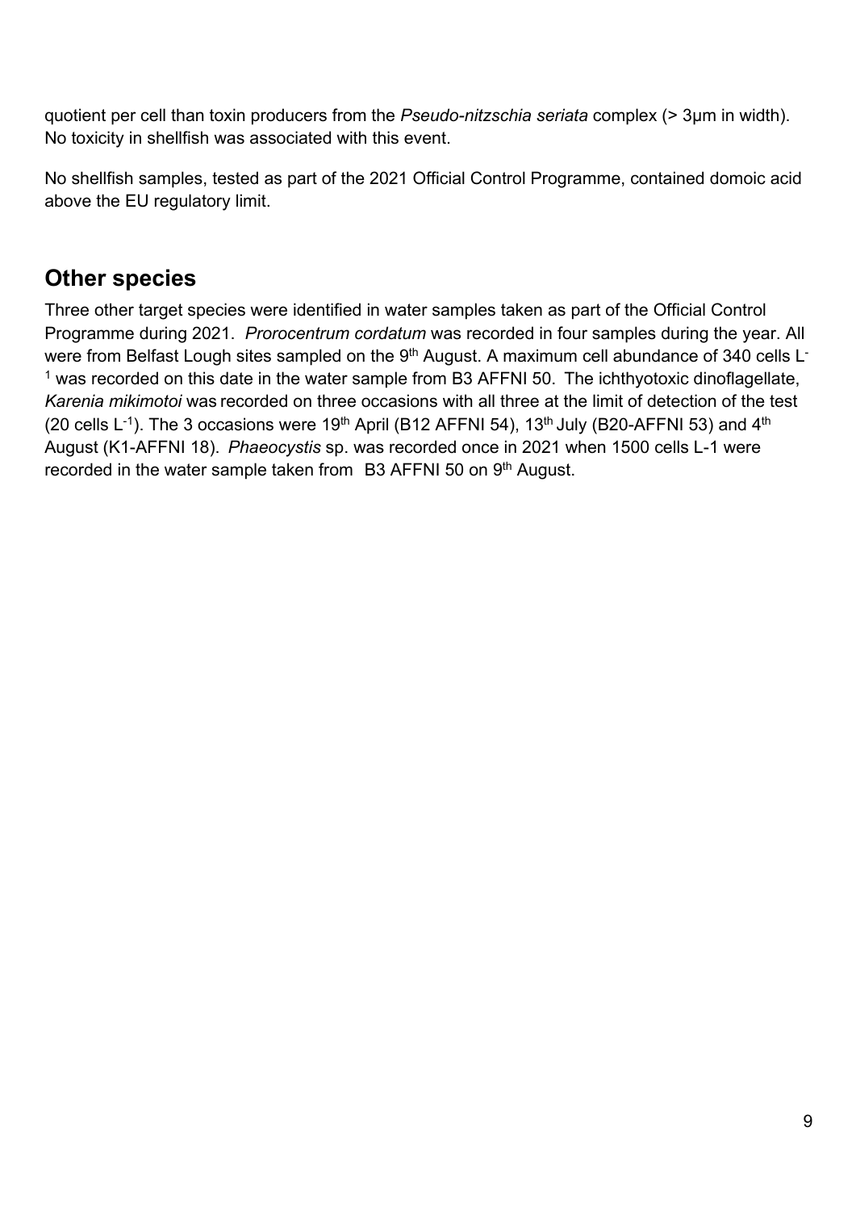quotient per cell than toxin producers from the *Pseudo-nitzschia seriata* complex (> 3µm in width). No toxicity in shellfish was associated with this event.

No shellfish samples, tested as part of the 2021 Official Control Programme, contained domoic acid above the EU regulatory limit.

## Other species

Three other target species were identified in water samples taken as part of the Official Control Programme during 2021. *Prorocentrum cordatum* was recorded in four samples during the year. All were from Belfast Lough sites sampled on the 9th August. A maximum cell abundance of 340 cells $L^{-1}$ was recorded on this date in the water sample from B3 AFFNI 50. The ichthyotoxic dinoflagellate, *Karenia mikimotoi* was recorded on three occasions with all three at the limit of detection of the test (20 cells $L^{-1}$). The 3 occasions were 19th April (B12 AFFNI 54), 13th July (B20-AFFNI 53) and 4th August (K1-AFFNI 18). *Phaeocystis* sp. was recorded once in 2021 when 1500 cells L-1 were recorded in the water sample taken from B3 AFFNI 50 on 9th August.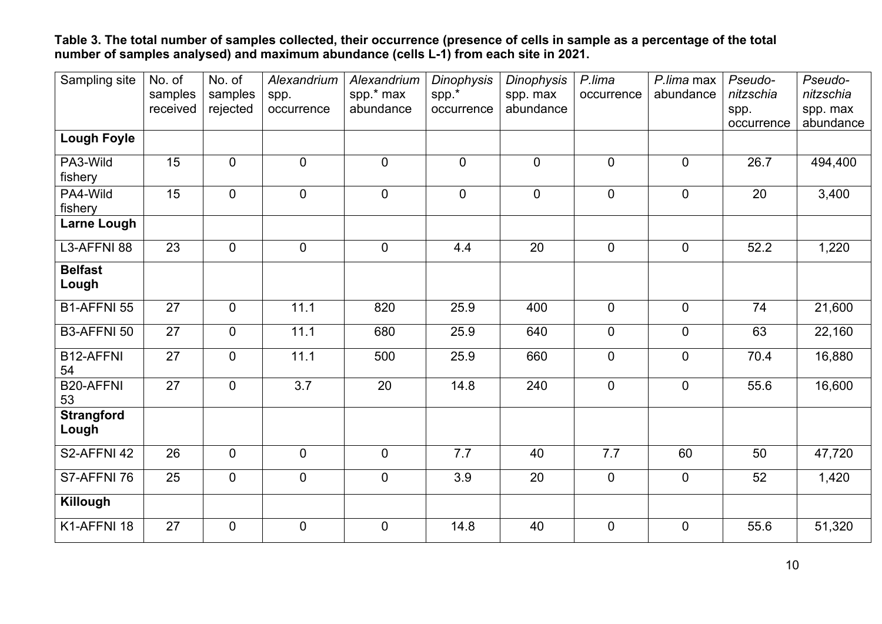**Table 3. The total number of samples collected, their occurrence (presence of cells in sample as a percentage of the total number of samples analysed) and maximum abundance (cells L-1) from each site in 2021.**

| Sampling site | No. of samples received | No. of samples rejected | *Alexandrium* spp. occurrence | *Alexandrium* spp.* max abundance | *Dinophysis* spp.* occurrence | *Dinophysis* spp. max abundance | *P.lima* occurrence | *P.lima* max abundance | *Pseudo-nitzschia* spp. occurrence | *Pseudo-nitzschia* spp. max abundance |
|---|---|---|---|---|---|---|---|---|---|---|
| **Lough Foyle** | | | | | | | | | | |
| PA3-Wild fishery | 15 | 0 | 0 | 0 | 0 | 0 | 0 | 0 | 26.7 | 494,400 |
| PA4-Wild fishery | 15 | 0 | 0 | 0 | 0 | 0 | 0 | 0 | 20 | 3,400 |
| **Larne Lough** | | | | | | | | | | |
| L3-AFFNI 88 | 23 | 0 | 0 | 0 | 4.4 | 20 | 0 | 0 | 52.2 | 1,220 |
| **Belfast Lough** | | | | | | | | | | |
| B1-AFFNI 55 | 27 | 0 | 11.1 | 820 | 25.9 | 400 | 0 | 0 | 74 | 21,600 |
| B3-AFFNI 50 | 27 | 0 | 11.1 | 680 | 25.9 | 640 | 0 | 0 | 63 | 22,160 |
| B12-AFFNI 54 | 27 | 0 | 11.1 | 500 | 25.9 | 660 | 0 | 0 | 70.4 | 16,880 |
| B20-AFFNI 53 | 27 | 0 | 3.7 | 20 | 14.8 | 240 | 0 | 0 | 55.6 | 16,600 |
| **Strangford Lough** | | | | | | | | | | |
| S2-AFFNI 42 | 26 | 0 | 0 | 0 | 7.7 | 40 | 7.7 | 60 | 50 | 47,720 |
| S7-AFFNI 76 | 25 | 0 | 0 | 0 | 3.9 | 20 | 0 | 0 | 52 | 1,420 |
| **Killough** | | | | | | | | | | |
| K1-AFFNI 18 | 27 | 0 | 0 | 0 | 14.8 | 40 | 0 | 0 | 55.6 | 51,320 |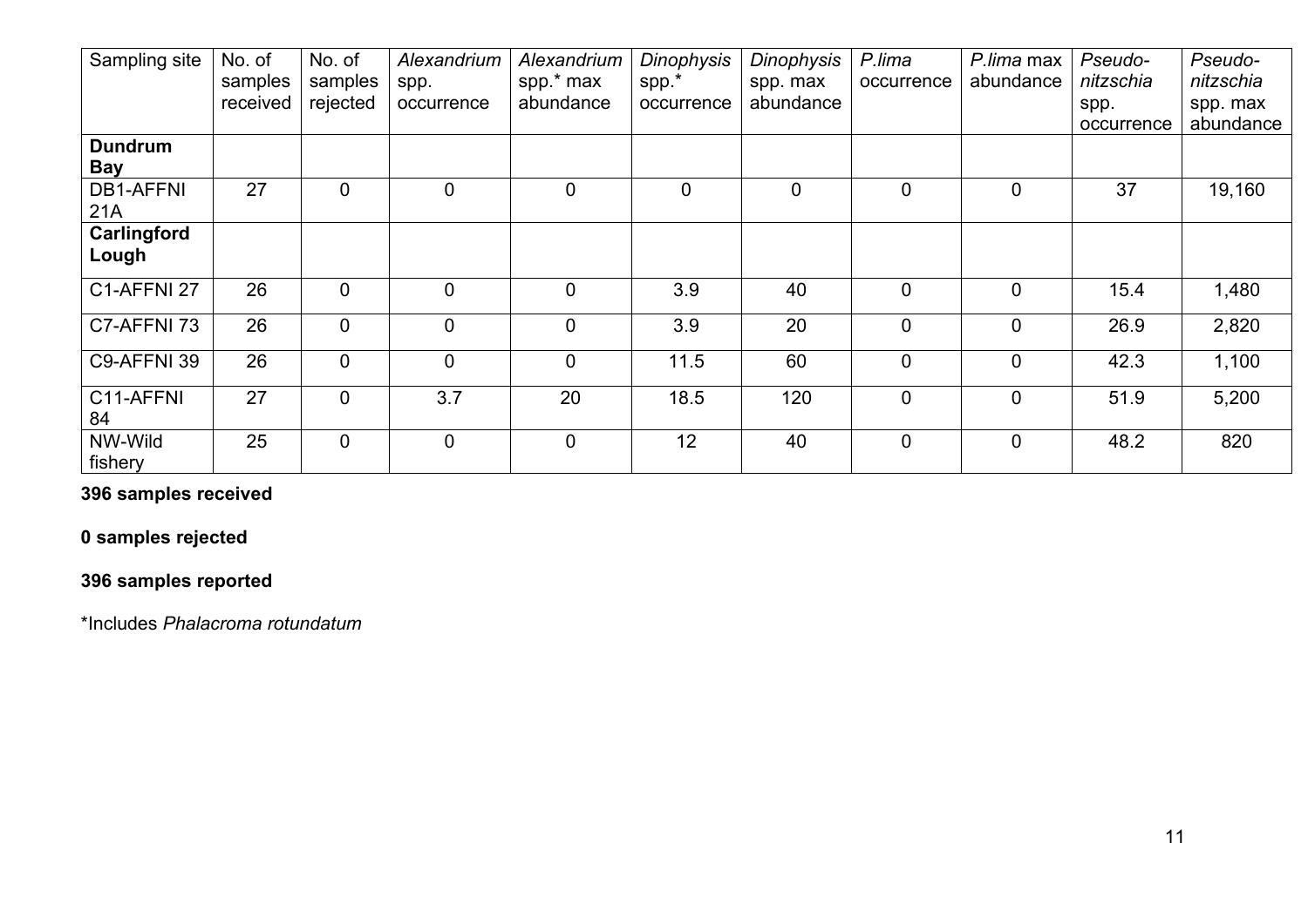| Sampling site | No. of samples received | No. of samples rejected | *Alexandrium* spp. occurrence | *Alexandrium* spp.* max abundance | *Dinophysis* spp.* occurrence | *Dinophysis* spp. max abundance | *P.lima* occurrence | *P.lima* max abundance | *Pseudo-nitzschia* spp. occurrence | *Pseudo-nitzschia* spp. max abundance |
|---|---|---|---|---|---|---|---|---|---|---|
| **Dundrum Bay** | | | | | | | | | | |
| DB1-AFFNI 21A | 27 | 0 | 0 | 0 | 0 | 0 | 0 | 0 | 37 | 19,160 |
| **Carlingford Lough** | | | | | | | | | | |
| C1-AFFNI 27 | 26 | 0 | 0 | 0 | 3.9 | 40 | 0 | 0 | 15.4 | 1,480 |
| C7-AFFNI 73 | 26 | 0 | 0 | 0 | 3.9 | 20 | 0 | 0 | 26.9 | 2,820 |
| C9-AFFNI 39 | 26 | 0 | 0 | 0 | 11.5 | 60 | 0 | 0 | 42.3 | 1,100 |
| C11-AFFNI 84 | 27 | 0 | 3.7 | 20 | 18.5 | 120 | 0 | 0 | 51.9 | 5,200 |
| NW-Wild fishery | 25 | 0 | 0 | 0 | 12 | 40 | 0 | 0 | 48.2 | 820 |

**396 samples received**

**0 samples rejected**

**396 samples reported**

*Includes *Phalacroma rotundatum*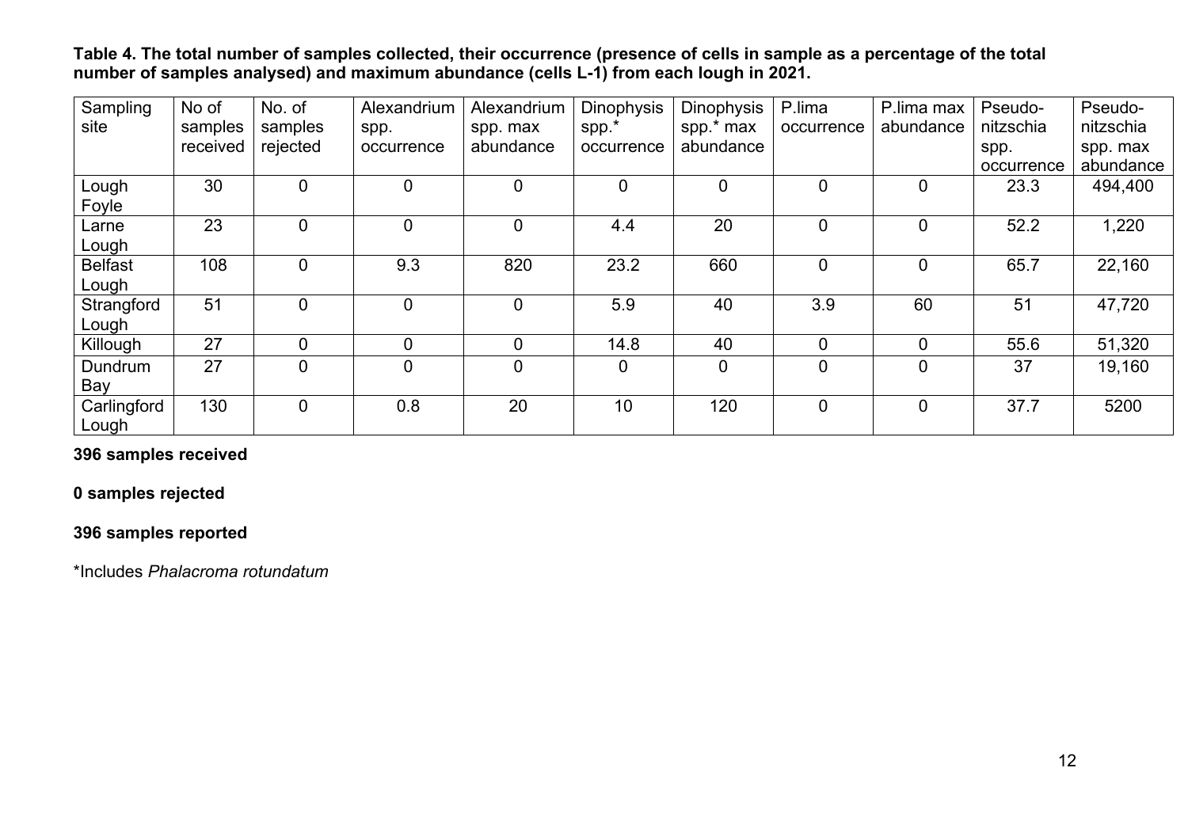**Table 4. The total number of samples collected, their occurrence (presence of cells in sample as a percentage of the total number of samples analysed) and maximum abundance (cells L-1) from each lough in 2021.**

| Sampling site | No of samples received | No. of samples rejected | Alexandrium spp. occurrence | Alexandrium spp. max abundance | Dinophysis spp.* occurrence | Dinophysis spp.* max abundance | P.lima occurrence | P.lima max abundance | Pseudo-nitzschia spp. occurrence | Pseudo-nitzschia spp. max abundance |
|---|---|---|---|---|---|---|---|---|---|---|
| Lough Foyle | 30 | 0 | 0 | 0 | 0 | 0 | 0 | 0 | 23.3 | 494,400 |
| Larne Lough | 23 | 0 | 0 | 0 | 4.4 | 20 | 0 | 0 | 52.2 | 1,220 |
| Belfast Lough | 108 | 0 | 9.3 | 820 | 23.2 | 660 | 0 | 0 | 65.7 | 22,160 |
| Strangford Lough | 51 | 0 | 0 | 0 | 5.9 | 40 | 3.9 | 60 | 51 | 47,720 |
| Killough | 27 | 0 | 0 | 0 | 14.8 | 40 | 0 | 0 | 55.6 | 51,320 |
| Dundrum Bay | 27 | 0 | 0 | 0 | 0 | 0 | 0 | 0 | 37 | 19,160 |
| Carlingford Lough | 130 | 0 | 0.8 | 20 | 10 | 120 | 0 | 0 | 37.7 | 5200 |

**396 samples received**

**0 samples rejected**

**396 samples reported**

*Includes *Phalacroma rotundatum*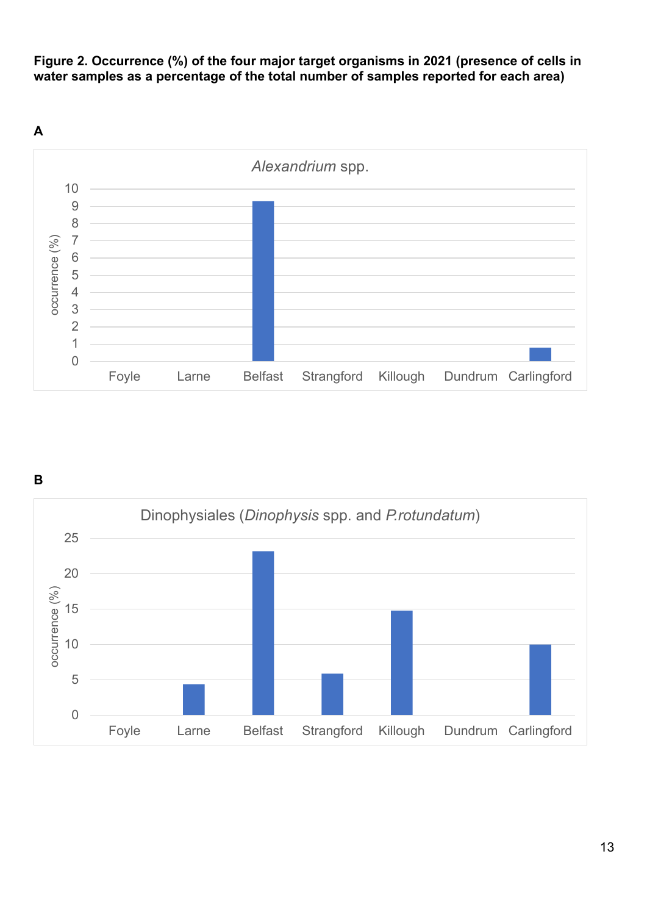**Figure 2. Occurrence (%) of the four major target organisms in 2021 (presence of cells in water samples as a percentage of the total number of samples reported for each area)**

**A**

*Alexandrium* spp.

**B**

Dinophysiales (*Dinophysis* spp. and *P.rotundatum*)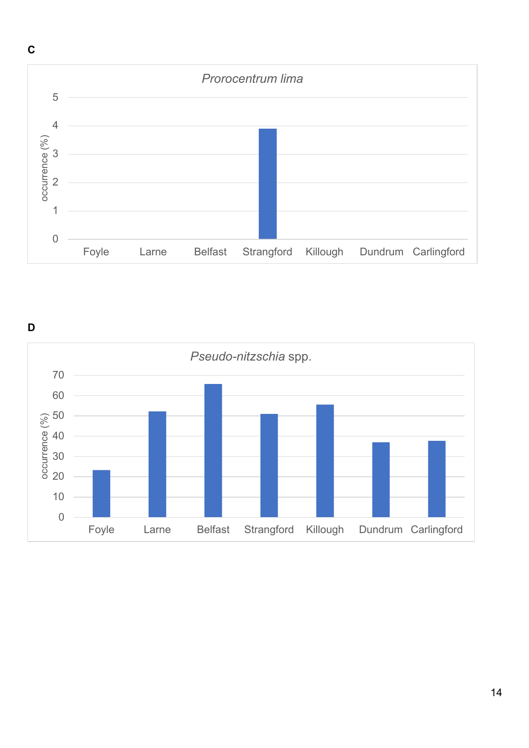**C**

*Prorocentrum lima*

**D**

*Pseudo-nitzschia* spp.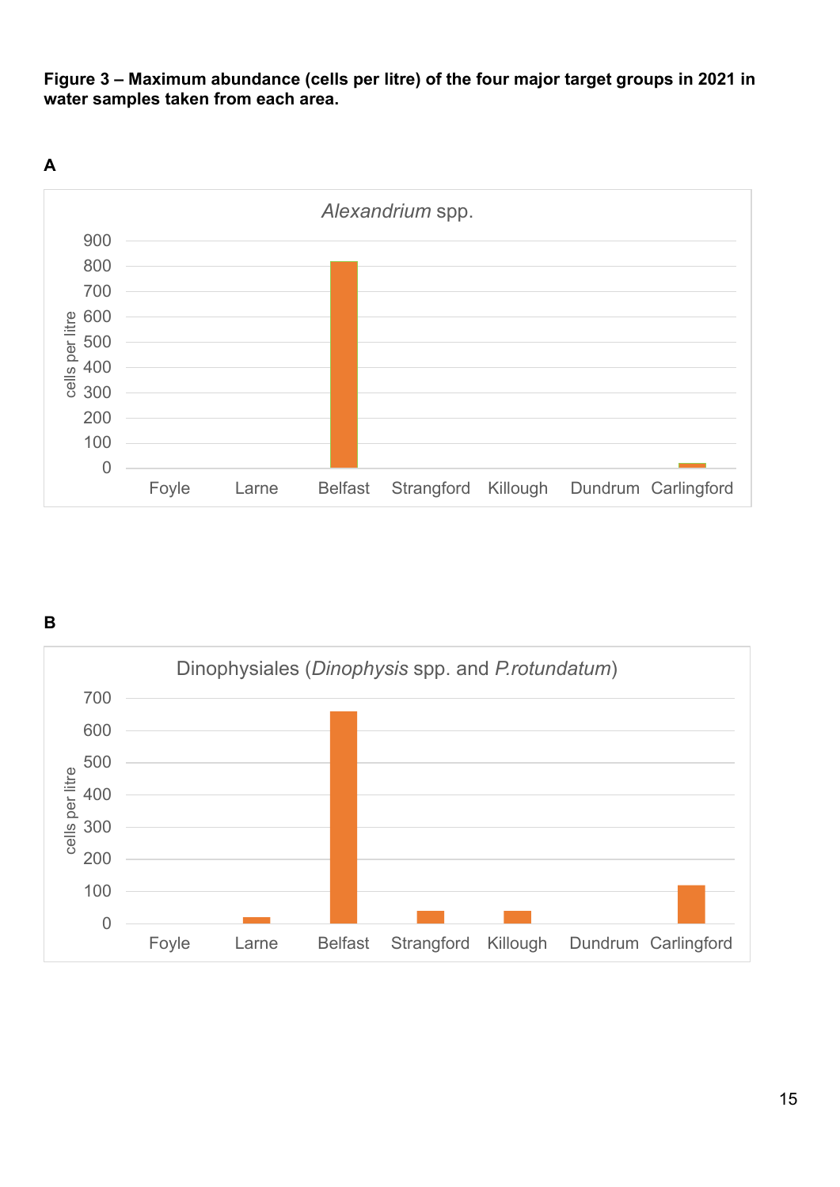**Figure 3 – Maximum abundance (cells per litre) of the four major target groups in 2021 in water samples taken from each area.**

**A**

*Alexandrium* spp.

| Area | cells per litre |
|---|---|
| Foyle | 0 |
| Larne | 0 |
| Belfast | ~820 |
| Strangford | 0 |
| Killough | 0 |
| Dundrum | 0 |
| Carlingford | ~20 |

**B**

Dinophysiales (*Dinophysis* spp. and *P.rotundatum*)

| Area | cells per litre |
|---|---|
| Foyle | 0 |
| Larne | ~20 |
| Belfast | ~660 |
| Strangford | ~40 |
| Killough | ~40 |
| Dundrum | 0 |
| Carlingford | ~120 |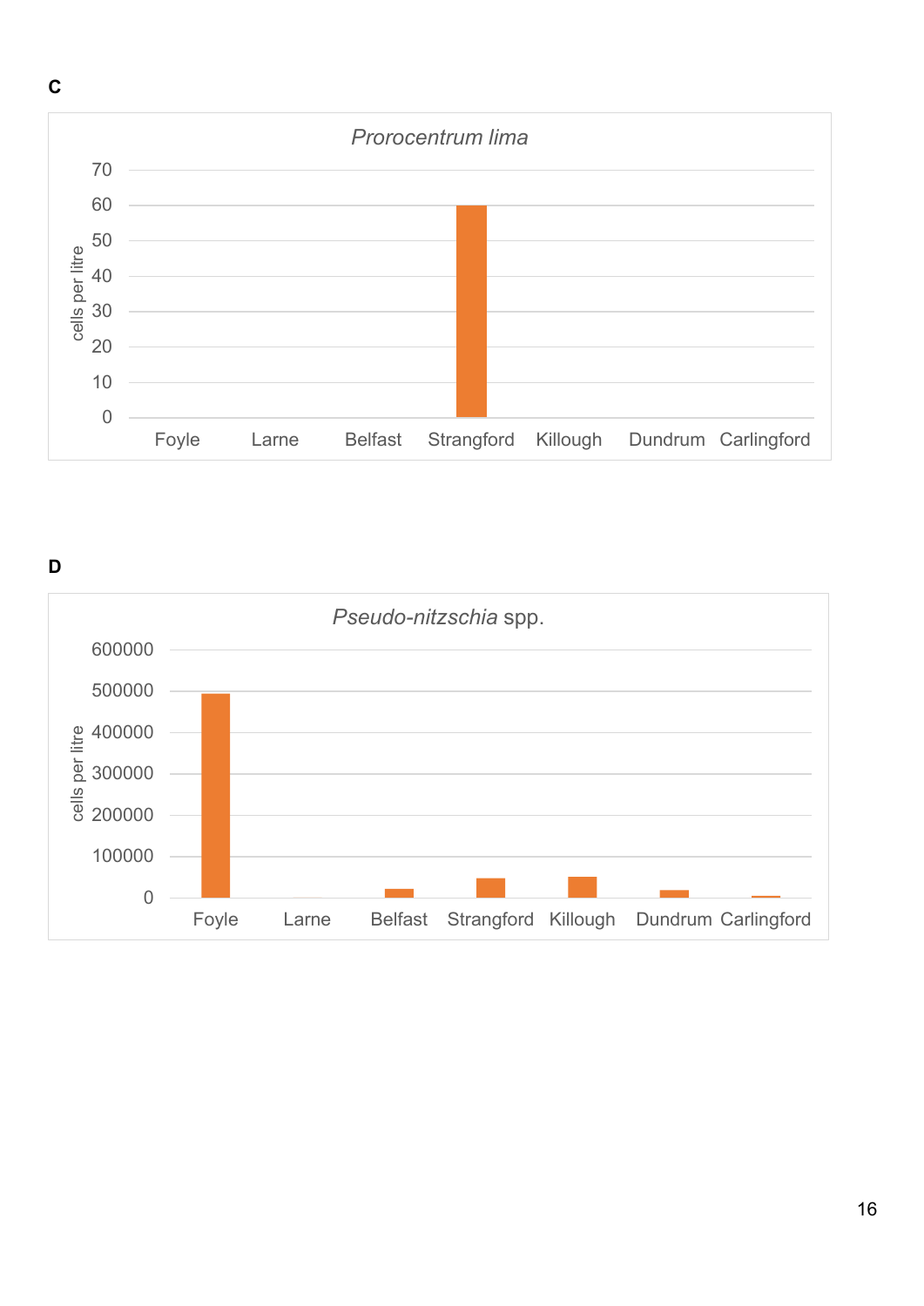**C**

*Prorocentrum lima*

| | Foyle | Larne | Belfast | Strangford | Killough | Dundrum | Carlingford |
|---|---|---|---|---|---|---|---|
| cells per litre | 0 | 0 | 0 | 60 | 0 | 0 | 0 |

**D**

*Pseudo-nitzschia* spp.

| | Foyle | Larne | Belfast | Strangford | Killough | Dundrum | Carlingford |
|---|---|---|---|---|---|---|---|
| cells per litre | ~495000 | ~0 | ~20000 | ~47000 | ~50000 | ~18000 | ~4000 |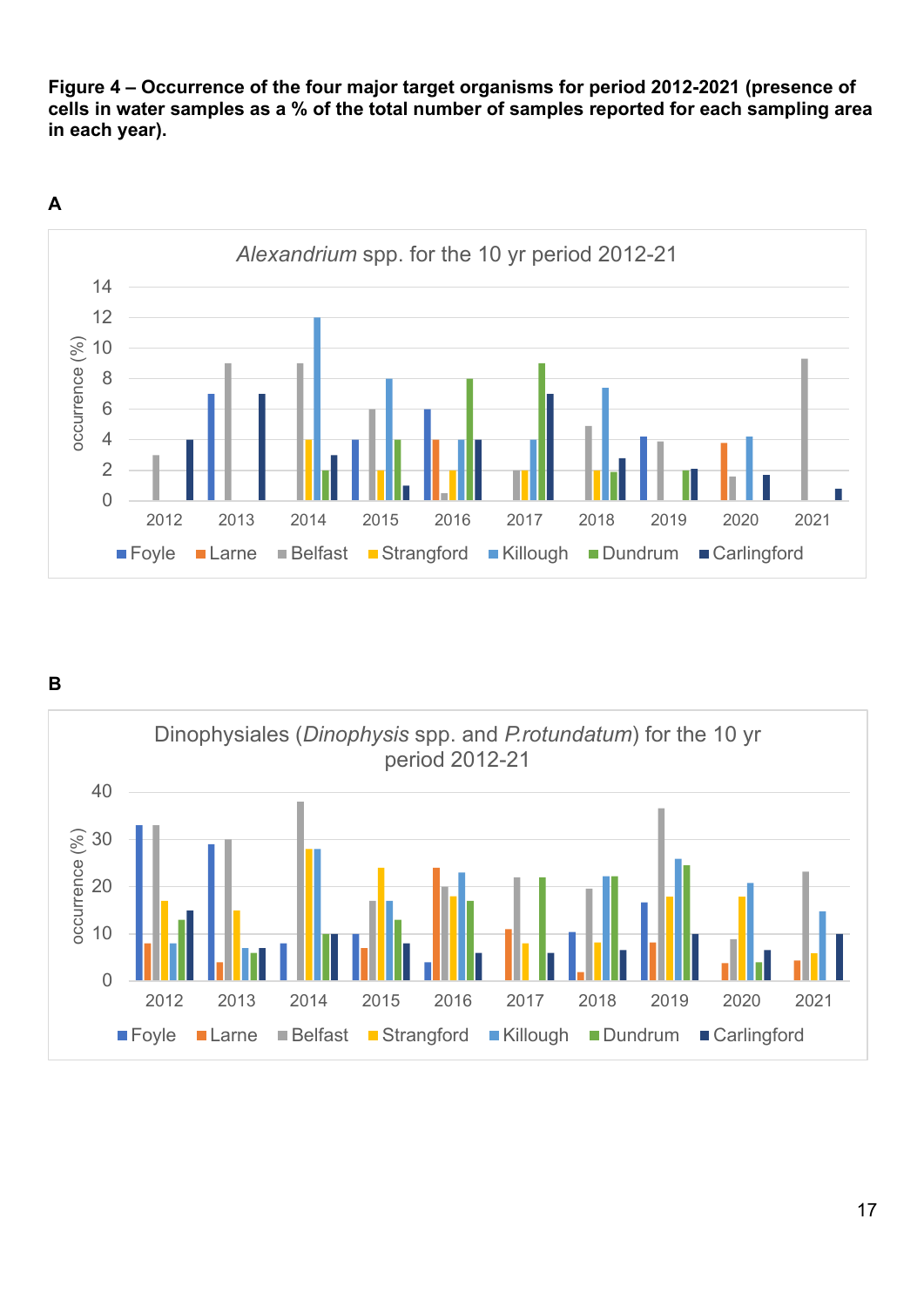**Figure 4 – Occurrence of the four major target organisms for period 2012-2021 (presence of cells in water samples as a % of the total number of samples reported for each sampling area in each year).**

**A**

*Alexandrium* spp. for the 10 yr period 2012-21

**B**

Dinophysiales (*Dinophysis* spp. and *P.rotundatum*) for the 10 yr period 2012-21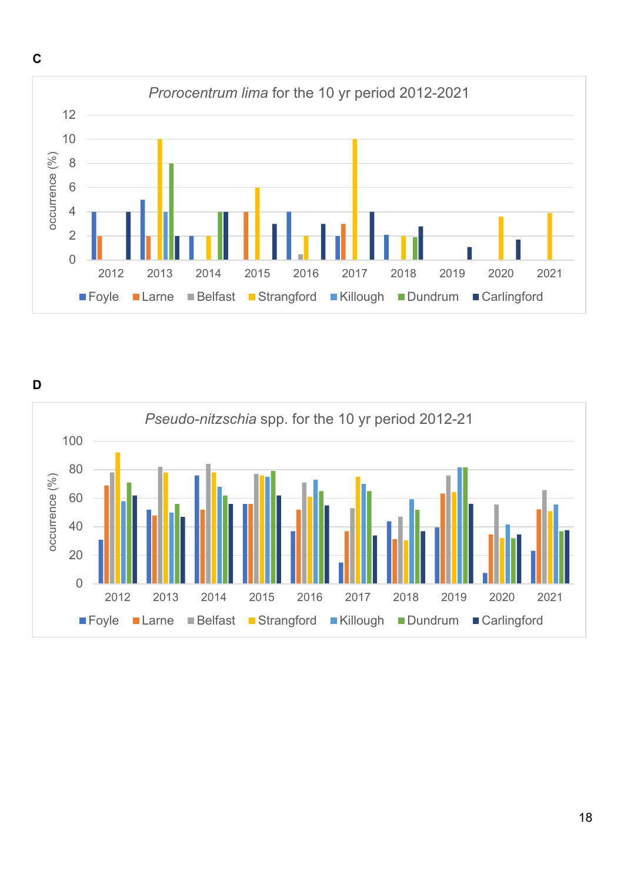**C**

*Prorocentrum lima* for the 10 yr period 2012-2021

**D**

*Pseudo-nitzschia* spp. for the 10 yr period 2012-21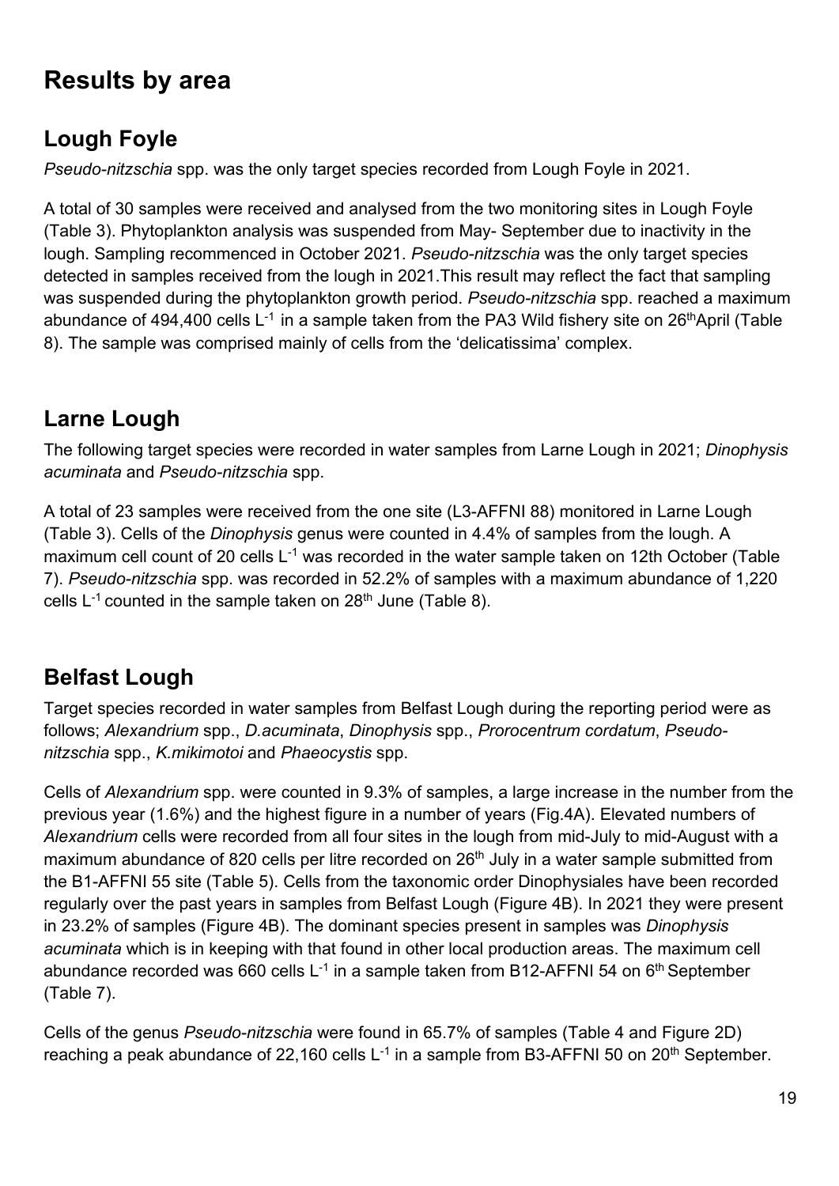# Results by area

## Lough Foyle

*Pseudo-nitzschia* spp. was the only target species recorded from Lough Foyle in 2021.

A total of 30 samples were received and analysed from the two monitoring sites in Lough Foyle (Table 3). Phytoplankton analysis was suspended from May- September due to inactivity in the lough. Sampling recommenced in October 2021. *Pseudo-nitzschia* was the only target species detected in samples received from the lough in 2021.This result may reflect the fact that sampling was suspended during the phytoplankton growth period. *Pseudo-nitzschia* spp. reached a maximum abundance of 494,400 cells $L^{-1}$ in a sample taken from the PA3 Wild fishery site on 26thApril (Table 8). The sample was comprised mainly of cells from the 'delicatissima' complex.

## Larne Lough

The following target species were recorded in water samples from Larne Lough in 2021; *Dinophysis acuminata* and *Pseudo-nitzschia* spp.

A total of 23 samples were received from the one site (L3-AFFNI 88) monitored in Larne Lough (Table 3). Cells of the *Dinophysis* genus were counted in 4.4% of samples from the lough. A maximum cell count of 20 cells $L^{-1}$ was recorded in the water sample taken on 12th October (Table 7). *Pseudo-nitzschia* spp. was recorded in 52.2% of samples with a maximum abundance of 1,220 cells $L^{-1}$ counted in the sample taken on 28th June (Table 8).

## Belfast Lough

Target species recorded in water samples from Belfast Lough during the reporting period were as follows; *Alexandrium* spp., *D.acuminata*, *Dinophysis* spp., *Prorocentrum cordatum*, *Pseudo-nitzschia* spp., *K.mikimotoi* and *Phaeocystis* spp.

Cells of *Alexandrium* spp. were counted in 9.3% of samples, a large increase in the number from the previous year (1.6%) and the highest figure in a number of years (Fig.4A). Elevated numbers of *Alexandrium* cells were recorded from all four sites in the lough from mid-July to mid-August with a maximum abundance of 820 cells per litre recorded on 26th July in a water sample submitted from the B1-AFFNI 55 site (Table 5). Cells from the taxonomic order Dinophysiales have been recorded regularly over the past years in samples from Belfast Lough (Figure 4B). In 2021 they were present in 23.2% of samples (Figure 4B). The dominant species present in samples was *Dinophysis acuminata* which is in keeping with that found in other local production areas. The maximum cell abundance recorded was 660 cells $L^{-1}$ in a sample taken from B12-AFFNI 54 on 6th September (Table 7).

Cells of the genus *Pseudo-nitzschia* were found in 65.7% of samples (Table 4 and Figure 2D) reaching a peak abundance of 22,160 cells $L^{-1}$ in a sample from B3-AFFNI 50 on 20th September.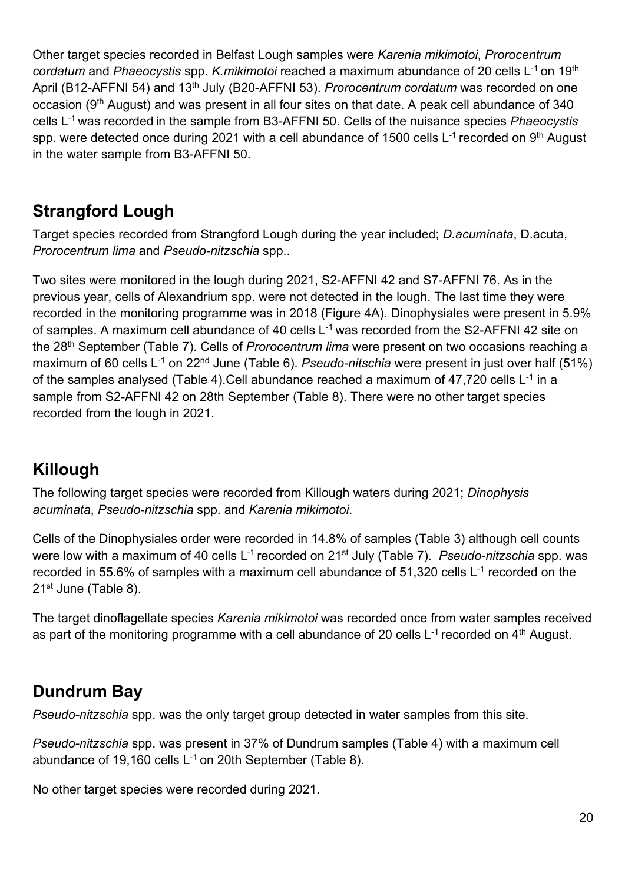Other target species recorded in Belfast Lough samples were *Karenia mikimotoi*, *Prorocentrum cordatum* and *Phaeocystis* spp. *K.mikimotoi* reached a maximum abundance of 20 cells $L^{-1}$ on 19th April (B12-AFFNI 54) and 13th July (B20-AFFNI 53). *Prorocentrum cordatum* was recorded on one occasion (9th August) and was present in all four sites on that date. A peak cell abundance of 340 cells $L^{-1}$ was recorded in the sample from B3-AFFNI 50. Cells of the nuisance species *Phaeocystis* spp. were detected once during 2021 with a cell abundance of 1500 cells $L^{-1}$ recorded on 9th August in the water sample from B3-AFFNI 50.

## Strangford Lough

Target species recorded from Strangford Lough during the year included; *D.acuminata*, D.acuta, *Prorocentrum lima* and *Pseudo-nitzschia* spp..

Two sites were monitored in the lough during 2021, S2-AFFNI 42 and S7-AFFNI 76. As in the previous year, cells of Alexandrium spp. were not detected in the lough. The last time they were recorded in the monitoring programme was in 2018 (Figure 4A). Dinophysiales were present in 5.9% of samples. A maximum cell abundance of 40 cells $L^{-1}$ was recorded from the S2-AFFNI 42 site on the 28th September (Table 7). Cells of *Prorocentrum lima* were present on two occasions reaching a maximum of 60 cells $L^{-1}$ on 22nd June (Table 6). *Pseudo-nitschia* were present in just over half (51%) of the samples analysed (Table 4).Cell abundance reached a maximum of 47,720 cells $L^{-1}$ in a sample from S2-AFFNI 42 on 28th September (Table 8). There were no other target species recorded from the lough in 2021.

## Killough

The following target species were recorded from Killough waters during 2021; *Dinophysis acuminata*, *Pseudo-nitzschia* spp. and *Karenia mikimotoi*.

Cells of the Dinophysiales order were recorded in 14.8% of samples (Table 3) although cell counts were low with a maximum of 40 cells $L^{-1}$ recorded on 21st July (Table 7). *Pseudo-nitzschia* spp. was recorded in 55.6% of samples with a maximum cell abundance of 51,320 cells $L^{-1}$ recorded on the 21st June (Table 8).

The target dinoflagellate species *Karenia mikimotoi* was recorded once from water samples received as part of the monitoring programme with a cell abundance of 20 cells $L^{-1}$ recorded on 4th August.

## Dundrum Bay

*Pseudo-nitzschia* spp. was the only target group detected in water samples from this site.

*Pseudo-nitzschia* spp. was present in 37% of Dundrum samples (Table 4) with a maximum cell abundance of 19,160 cells $L^{-1}$ on 20th September (Table 8).

No other target species were recorded during 2021.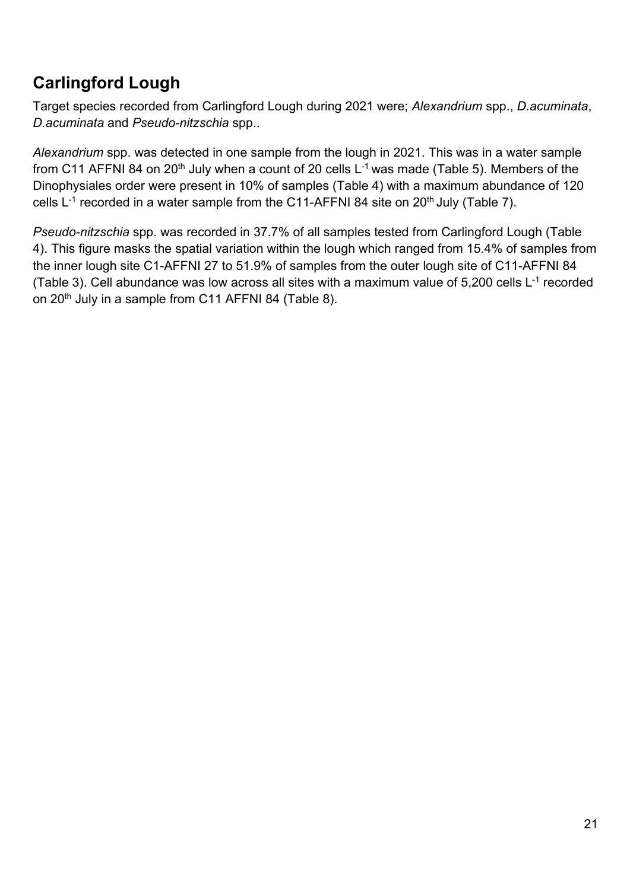## Carlingford Lough

Target species recorded from Carlingford Lough during 2021 were; *Alexandrium* spp., *D.acuminata*, *D.acuminata* and *Pseudo-nitzschia* spp..

*Alexandrium* spp. was detected in one sample from the lough in 2021. This was in a water sample from C11 AFFNI 84 on 20th July when a count of 20 cells $L^{-1}$ was made (Table 5). Members of the Dinophysiales order were present in 10% of samples (Table 4) with a maximum abundance of 120 cells $L^{-1}$ recorded in a water sample from the C11-AFFNI 84 site on 20th July (Table 7).

*Pseudo-nitzschia* spp. was recorded in 37.7% of all samples tested from Carlingford Lough (Table 4). This figure masks the spatial variation within the lough which ranged from 15.4% of samples from the inner lough site C1-AFFNI 27 to 51.9% of samples from the outer lough site of C11-AFFNI 84 (Table 3). Cell abundance was low across all sites with a maximum value of 5,200 cells $L^{-1}$ recorded on 20th July in a sample from C11 AFFNI 84 (Table 8).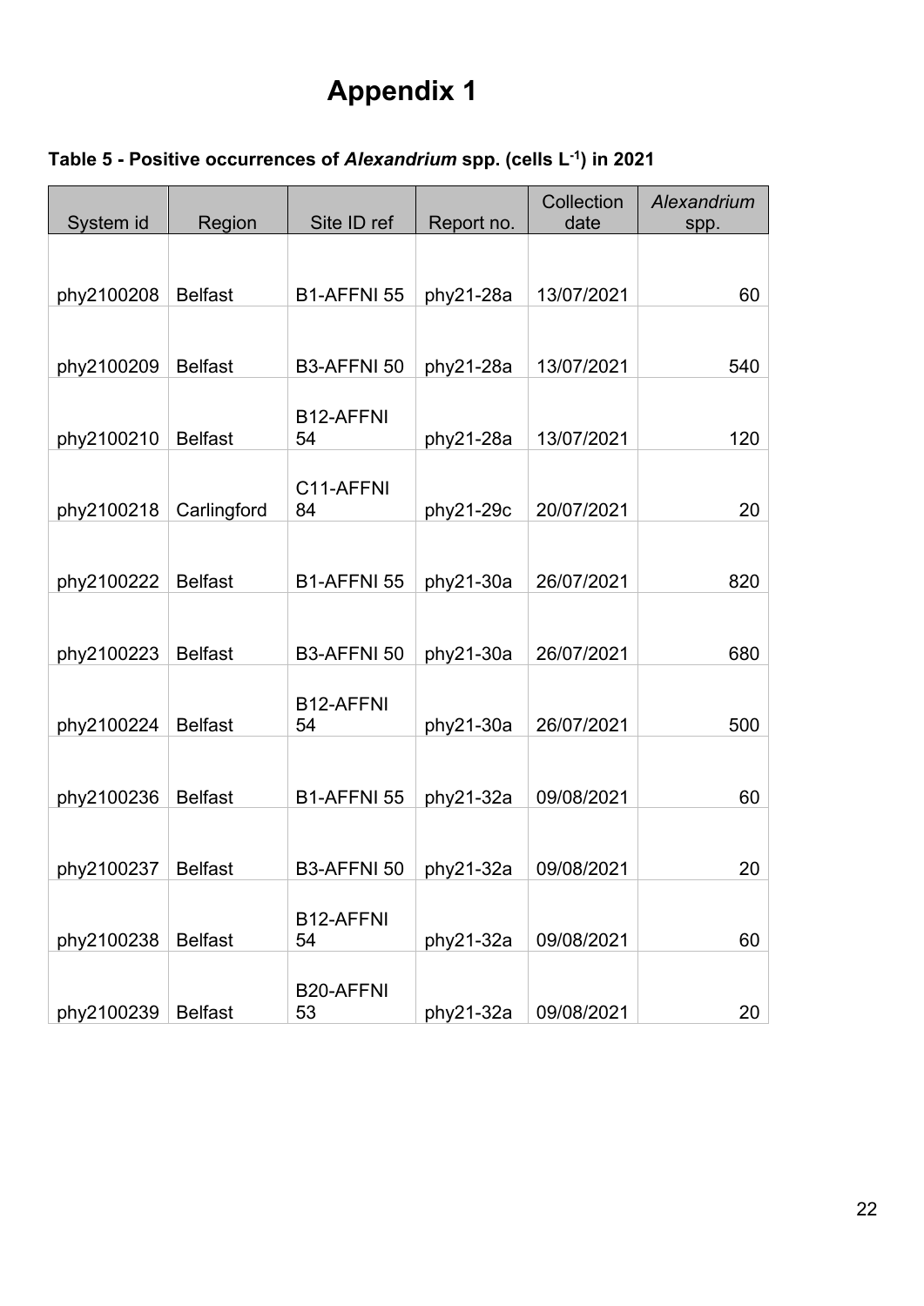# Appendix 1

**Table 5 - Positive occurrences of *Alexandrium* spp. (cells $L^{-1}$) in 2021**

| System id | Region | Site ID ref | Report no. | Collection date | *Alexandrium* spp. |
|---|---|---|---|---|---|
| phy2100208 | Belfast | B1-AFFNI 55 | phy21-28a | 13/07/2021 | 60 |
| phy2100209 | Belfast | B3-AFFNI 50 | phy21-28a | 13/07/2021 | 540 |
| phy2100210 | Belfast | B12-AFFNI 54 | phy21-28a | 13/07/2021 | 120 |
| phy2100218 | Carlingford | C11-AFFNI 84 | phy21-29c | 20/07/2021 | 20 |
| phy2100222 | Belfast | B1-AFFNI 55 | phy21-30a | 26/07/2021 | 820 |
| phy2100223 | Belfast | B3-AFFNI 50 | phy21-30a | 26/07/2021 | 680 |
| phy2100224 | Belfast | B12-AFFNI 54 | phy21-30a | 26/07/2021 | 500 |
| phy2100236 | Belfast | B1-AFFNI 55 | phy21-32a | 09/08/2021 | 60 |
| phy2100237 | Belfast | B3-AFFNI 50 | phy21-32a | 09/08/2021 | 20 |
| phy2100238 | Belfast | B12-AFFNI 54 | phy21-32a | 09/08/2021 | 60 |
| phy2100239 | Belfast | B20-AFFNI 53 | phy21-32a | 09/08/2021 | 20 |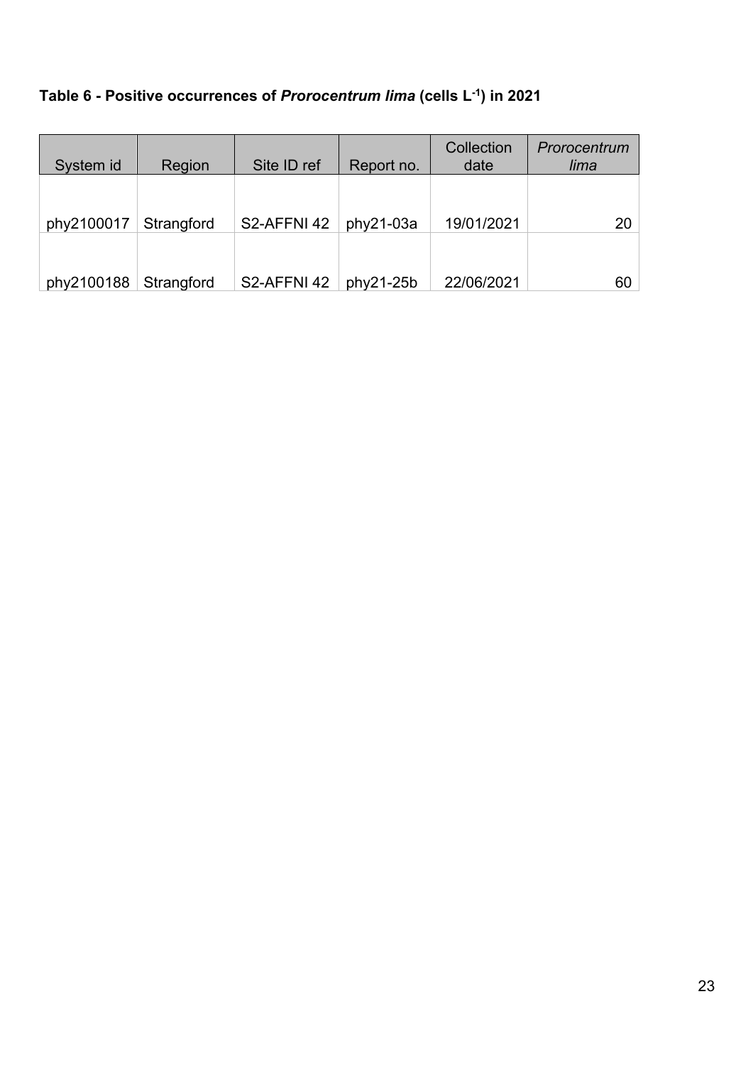**Table 6 - Positive occurrences of *Prorocentrum lima* (cells $L^{-1}$) in 2021**

| System id | Region | Site ID ref | Report no. | Collection date | *Prorocentrum lima* |
|---|---|---|---|---|---|
| phy2100017 | Strangford | S2-AFFNI 42 | phy21-03a | 19/01/2021 | 20 |
| phy2100188 | Strangford | S2-AFFNI 42 | phy21-25b | 22/06/2021 | 60 |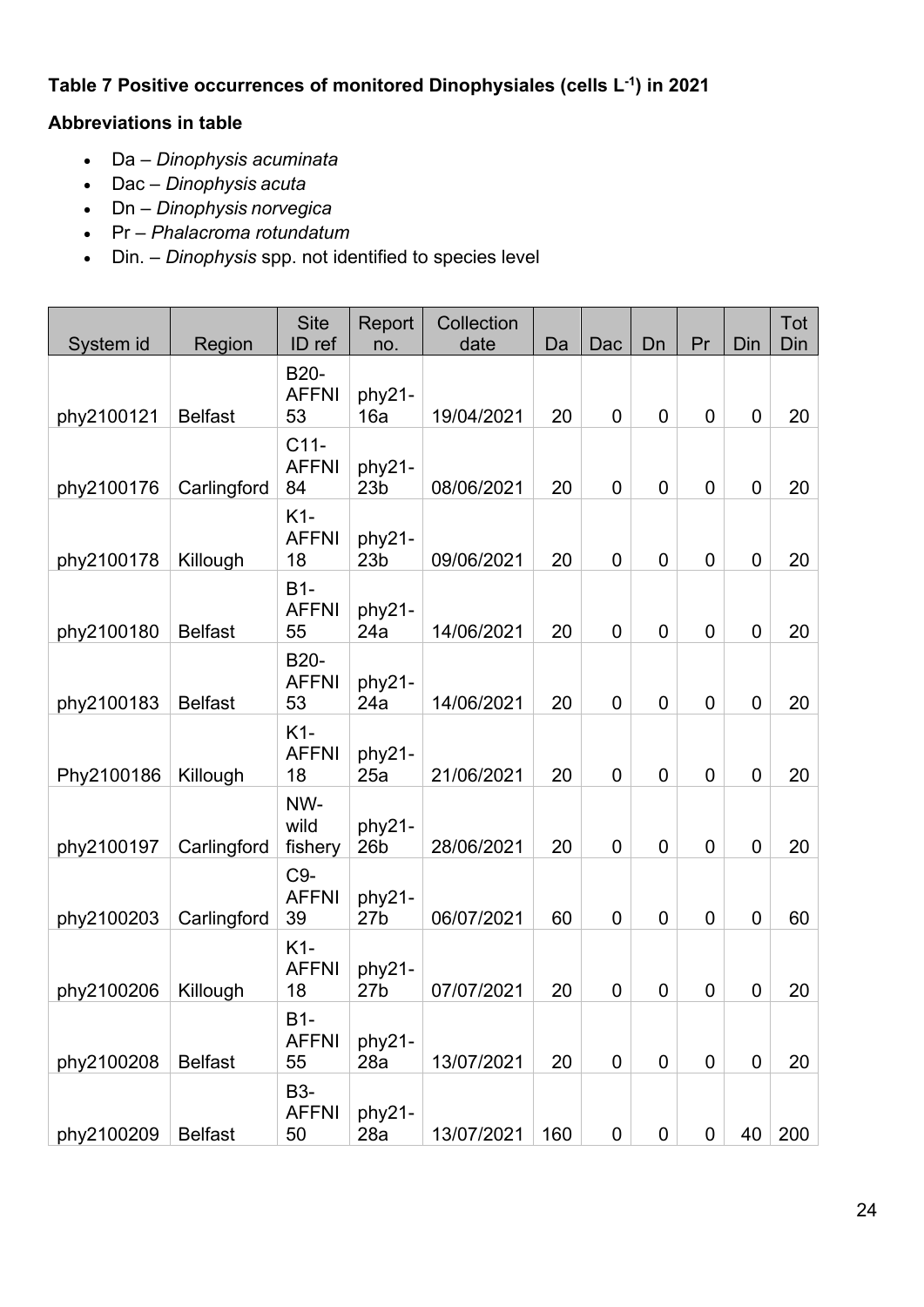**Table 7 Positive occurrences of monitored Dinophysiales (cells L$^{-1}$) in 2021**

**Abbreviations in table**

- Da – *Dinophysis acuminata*
- Dac – *Dinophysis acuta*
- Dn – *Dinophysis norvegica*
- Pr – *Phalacroma rotundatum*
- Din. – *Dinophysis* spp. not identified to species level

| System id | Region | Site ID ref | Report no. | Collection date | Da | Dac | Dn | Pr | Din | Tot Din |
|---|---|---|---|---|---|---|---|---|---|---|
| phy2100121 | Belfast | B20-AFFNI 53 | phy21-16a | 19/04/2021 | 20 | 0 | 0 | 0 | 0 | 20 |
| phy2100176 | Carlingford | C11-AFFNI 84 | phy21-23b | 08/06/2021 | 20 | 0 | 0 | 0 | 0 | 20 |
| phy2100178 | Killough | K1-AFFNI 18 | phy21-23b | 09/06/2021 | 20 | 0 | 0 | 0 | 0 | 20 |
| phy2100180 | Belfast | B1-AFFNI 55 | phy21-24a | 14/06/2021 | 20 | 0 | 0 | 0 | 0 | 20 |
| phy2100183 | Belfast | B20-AFFNI 53 | phy21-24a | 14/06/2021 | 20 | 0 | 0 | 0 | 0 | 20 |
| Phy2100186 | Killough | K1-AFFNI 18 | phy21-25a | 21/06/2021 | 20 | 0 | 0 | 0 | 0 | 20 |
| phy2100197 | Carlingford | NW-wild fishery | phy21-26b | 28/06/2021 | 20 | 0 | 0 | 0 | 0 | 20 |
| phy2100203 | Carlingford | C9-AFFNI 39 | phy21-27b | 06/07/2021 | 60 | 0 | 0 | 0 | 0 | 60 |
| phy2100206 | Killough | K1-AFFNI 18 | phy21-27b | 07/07/2021 | 20 | 0 | 0 | 0 | 0 | 20 |
| phy2100208 | Belfast | B1-AFFNI 55 | phy21-28a | 13/07/2021 | 20 | 0 | 0 | 0 | 0 | 20 |
| phy2100209 | Belfast | B3-AFFNI 50 | phy21-28a | 13/07/2021 | 160 | 0 | 0 | 0 | 40 | 200 |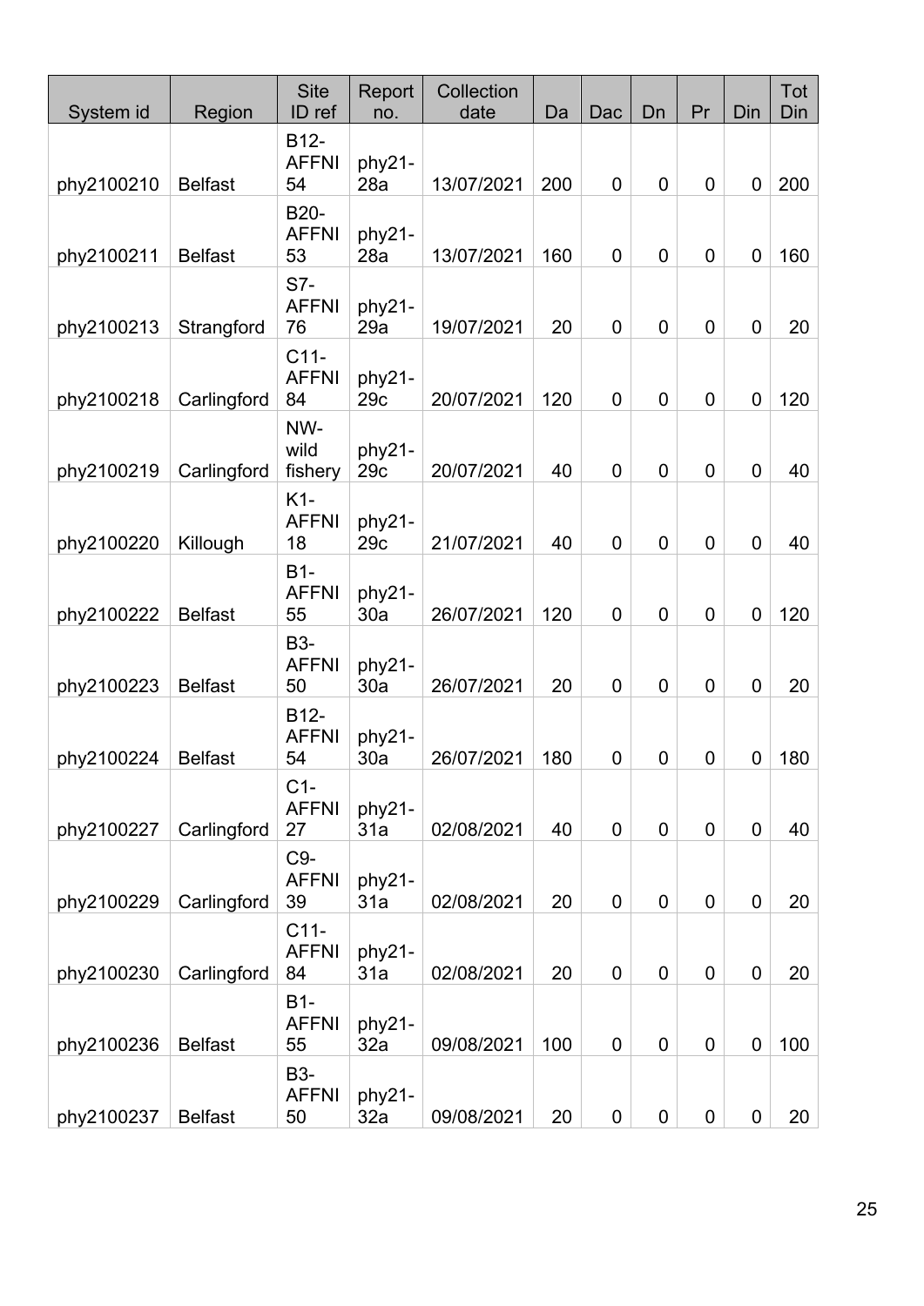| System id | Region | Site ID ref | Report no. | Collection date | Da | Dac | Dn | Pr | Din | Tot Din |
|---|---|---|---|---|---|---|---|---|---|---|
| phy2100210 | Belfast | B12-AFFNI 54 | phy21-28a | 13/07/2021 | 200 | 0 | 0 | 0 | 0 | 200 |
| phy2100211 | Belfast | B20-AFFNI 53 | phy21-28a | 13/07/2021 | 160 | 0 | 0 | 0 | 0 | 160 |
| phy2100213 | Strangford | S7-AFFNI 76 | phy21-29a | 19/07/2021 | 20 | 0 | 0 | 0 | 0 | 20 |
| phy2100218 | Carlingford | C11-AFFNI 84 | phy21-29c | 20/07/2021 | 120 | 0 | 0 | 0 | 0 | 120 |
| phy2100219 | Carlingford | NW-wild fishery | phy21-29c | 20/07/2021 | 40 | 0 | 0 | 0 | 0 | 40 |
| phy2100220 | Killough | K1-AFFNI 18 | phy21-29c | 21/07/2021 | 40 | 0 | 0 | 0 | 0 | 40 |
| phy2100222 | Belfast | B1-AFFNI 55 | phy21-30a | 26/07/2021 | 120 | 0 | 0 | 0 | 0 | 120 |
| phy2100223 | Belfast | B3-AFFNI 50 | phy21-30a | 26/07/2021 | 20 | 0 | 0 | 0 | 0 | 20 |
| phy2100224 | Belfast | B12-AFFNI 54 | phy21-30a | 26/07/2021 | 180 | 0 | 0 | 0 | 0 | 180 |
| phy2100227 | Carlingford | C1-AFFNI 27 | phy21-31a | 02/08/2021 | 40 | 0 | 0 | 0 | 0 | 40 |
| phy2100229 | Carlingford | C9-AFFNI 39 | phy21-31a | 02/08/2021 | 20 | 0 | 0 | 0 | 0 | 20 |
| phy2100230 | Carlingford | C11-AFFNI 84 | phy21-31a | 02/08/2021 | 20 | 0 | 0 | 0 | 0 | 20 |
| phy2100236 | Belfast | B1-AFFNI 55 | phy21-32a | 09/08/2021 | 100 | 0 | 0 | 0 | 0 | 100 |
| phy2100237 | Belfast | B3-AFFNI 50 | phy21-32a | 09/08/2021 | 20 | 0 | 0 | 0 | 0 | 20 |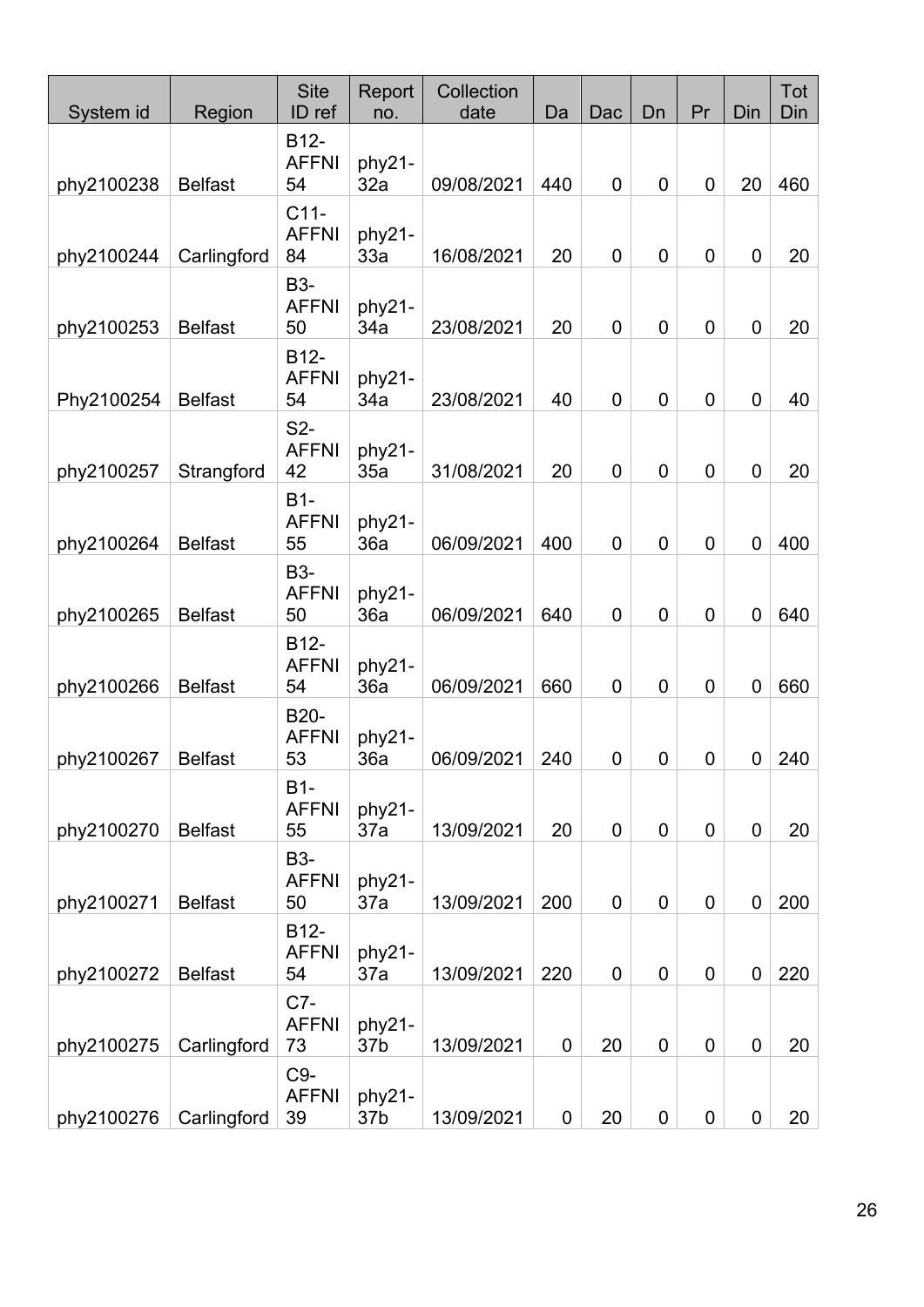| System id | Region | Site ID ref | Report no. | Collection date | Da | Dac | Dn | Pr | Din | Tot Din |
|---|---|---|---|---|---|---|---|---|---|---|
| phy2100238 | Belfast | B12-AFFNI 54 | phy21-32a | 09/08/2021 | 440 | 0 | 0 | 0 | 20 | 460 |
| phy2100244 | Carlingford | C11-AFFNI 84 | phy21-33a | 16/08/2021 | 20 | 0 | 0 | 0 | 0 | 20 |
| phy2100253 | Belfast | B3-AFFNI 50 | phy21-34a | 23/08/2021 | 20 | 0 | 0 | 0 | 0 | 20 |
| Phy2100254 | Belfast | B12-AFFNI 54 | phy21-34a | 23/08/2021 | 40 | 0 | 0 | 0 | 0 | 40 |
| phy2100257 | Strangford | S2-AFFNI 42 | phy21-35a | 31/08/2021 | 20 | 0 | 0 | 0 | 0 | 20 |
| phy2100264 | Belfast | B1-AFFNI 55 | phy21-36a | 06/09/2021 | 400 | 0 | 0 | 0 | 0 | 400 |
| phy2100265 | Belfast | B3-AFFNI 50 | phy21-36a | 06/09/2021 | 640 | 0 | 0 | 0 | 0 | 640 |
| phy2100266 | Belfast | B12-AFFNI 54 | phy21-36a | 06/09/2021 | 660 | 0 | 0 | 0 | 0 | 660 |
| phy2100267 | Belfast | B20-AFFNI 53 | phy21-36a | 06/09/2021 | 240 | 0 | 0 | 0 | 0 | 240 |
| phy2100270 | Belfast | B1-AFFNI 55 | phy21-37a | 13/09/2021 | 20 | 0 | 0 | 0 | 0 | 20 |
| phy2100271 | Belfast | B3-AFFNI 50 | phy21-37a | 13/09/2021 | 200 | 0 | 0 | 0 | 0 | 200 |
| phy2100272 | Belfast | B12-AFFNI 54 | phy21-37a | 13/09/2021 | 220 | 0 | 0 | 0 | 0 | 220 |
| phy2100275 | Carlingford | C7-AFFNI 73 | phy21-37b | 13/09/2021 | 0 | 20 | 0 | 0 | 0 | 20 |
| phy2100276 | Carlingford | C9-AFFNI 39 | phy21-37b | 13/09/2021 | 0 | 20 | 0 | 0 | 0 | 20 |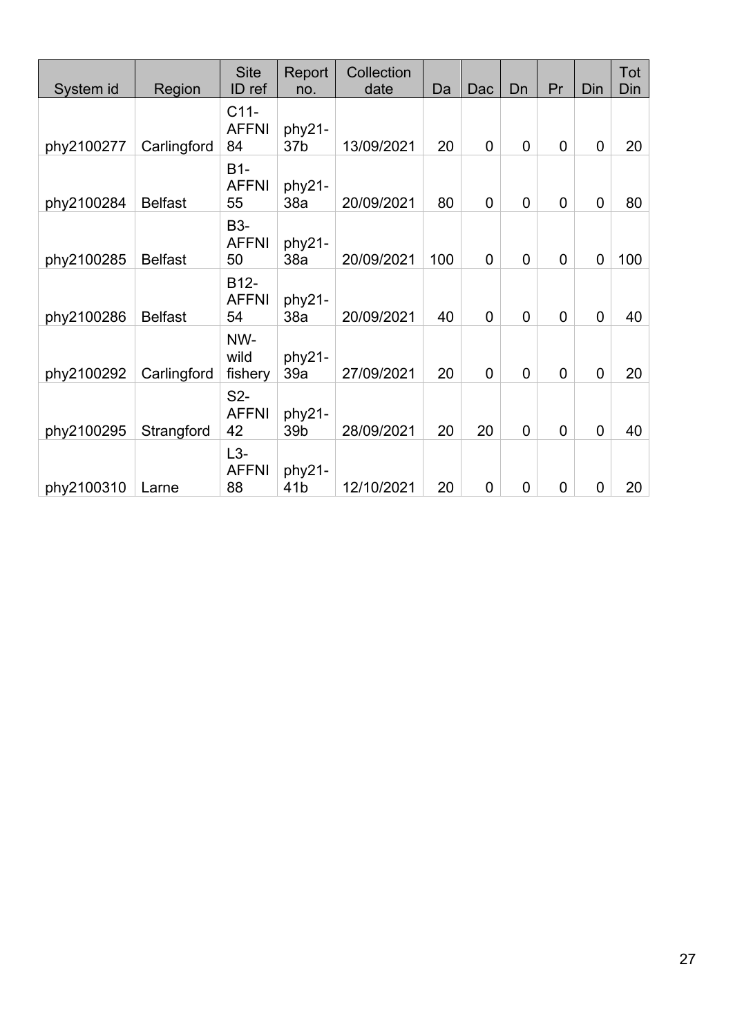| System id | Region | Site ID ref | Report no. | Collection date | Da | Dac | Dn | Pr | Din | Tot Din |
|---|---|---|---|---|---|---|---|---|---|---|
| phy2100277 | Carlingford | C11-AFFNI 84 | phy21-37b | 13/09/2021 | 20 | 0 | 0 | 0 | 0 | 20 |
| phy2100284 | Belfast | B1-AFFNI 55 | phy21-38a | 20/09/2021 | 80 | 0 | 0 | 0 | 0 | 80 |
| phy2100285 | Belfast | B3-AFFNI 50 | phy21-38a | 20/09/2021 | 100 | 0 | 0 | 0 | 0 | 100 |
| phy2100286 | Belfast | B12-AFFNI 54 | phy21-38a | 20/09/2021 | 40 | 0 | 0 | 0 | 0 | 40 |
| phy2100292 | Carlingford | NW-wild fishery | phy21-39a | 27/09/2021 | 20 | 0 | 0 | 0 | 0 | 20 |
| phy2100295 | Strangford | S2-AFFNI 42 | phy21-39b | 28/09/2021 | 20 | 20 | 0 | 0 | 0 | 40 |
| phy2100310 | Larne | L3-AFFNI 88 | phy21-41b | 12/10/2021 | 20 | 0 | 0 | 0 | 0 | 20 |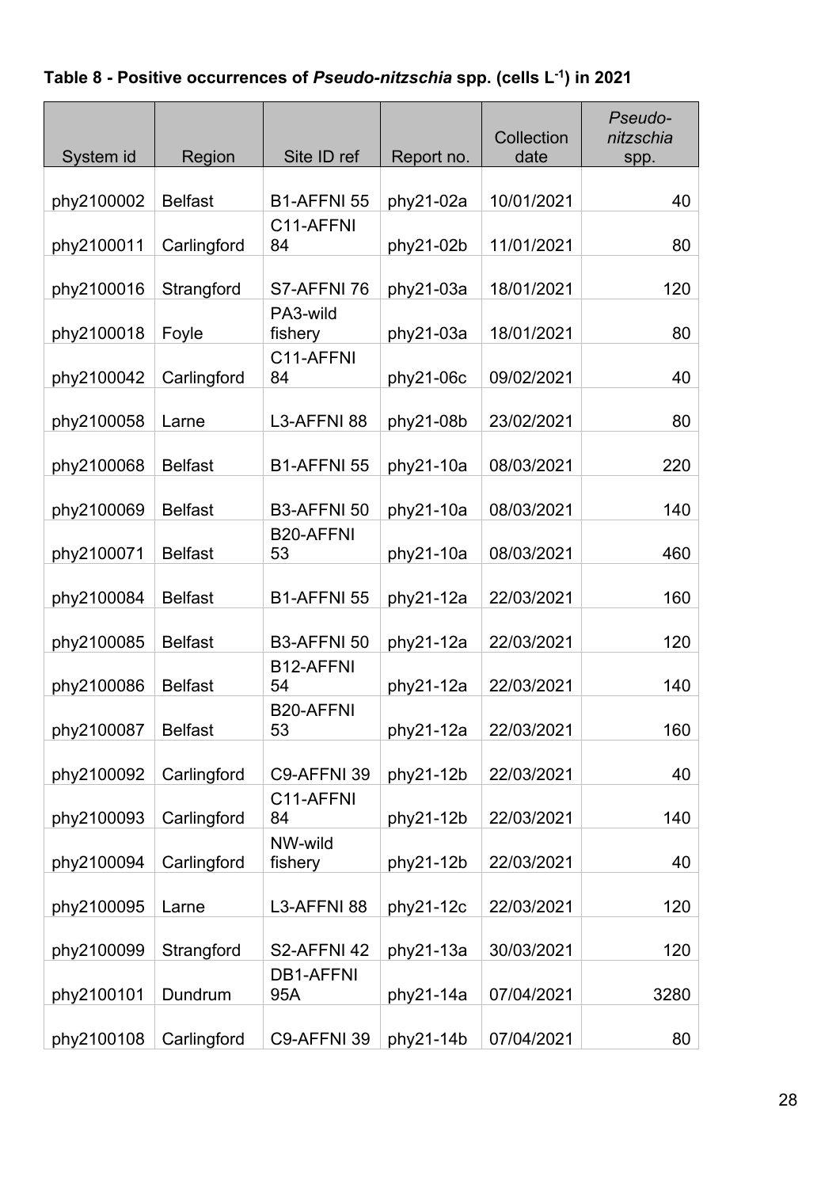**Table 8 - Positive occurrences of *Pseudo-nitzschia* spp. (cells $L^{-1}$) in 2021**

| System id | Region | Site ID ref | Report no. | Collection date | *Pseudo-nitzschia* spp. |
|---|---|---|---|---|---|
| phy2100002 | Belfast | B1-AFFNI 55 | phy21-02a | 10/01/2021 | 40 |
| phy2100011 | Carlingford | C11-AFFNI 84 | phy21-02b | 11/01/2021 | 80 |
| phy2100016 | Strangford | S7-AFFNI 76 | phy21-03a | 18/01/2021 | 120 |
| phy2100018 | Foyle | PA3-wild fishery | phy21-03a | 18/01/2021 | 80 |
| phy2100042 | Carlingford | C11-AFFNI 84 | phy21-06c | 09/02/2021 | 40 |
| phy2100058 | Larne | L3-AFFNI 88 | phy21-08b | 23/02/2021 | 80 |
| phy2100068 | Belfast | B1-AFFNI 55 | phy21-10a | 08/03/2021 | 220 |
| phy2100069 | Belfast | B3-AFFNI 50 | phy21-10a | 08/03/2021 | 140 |
| phy2100071 | Belfast | B20-AFFNI 53 | phy21-10a | 08/03/2021 | 460 |
| phy2100084 | Belfast | B1-AFFNI 55 | phy21-12a | 22/03/2021 | 160 |
| phy2100085 | Belfast | B3-AFFNI 50 | phy21-12a | 22/03/2021 | 120 |
| phy2100086 | Belfast | B12-AFFNI 54 | phy21-12a | 22/03/2021 | 140 |
| phy2100087 | Belfast | B20-AFFNI 53 | phy21-12a | 22/03/2021 | 160 |
| phy2100092 | Carlingford | C9-AFFNI 39 | phy21-12b | 22/03/2021 | 40 |
| phy2100093 | Carlingford | C11-AFFNI 84 | phy21-12b | 22/03/2021 | 140 |
| phy2100094 | Carlingford | NW-wild fishery | phy21-12b | 22/03/2021 | 40 |
| phy2100095 | Larne | L3-AFFNI 88 | phy21-12c | 22/03/2021 | 120 |
| phy2100099 | Strangford | S2-AFFNI 42 | phy21-13a | 30/03/2021 | 120 |
| phy2100101 | Dundrum | DB1-AFFNI 95A | phy21-14a | 07/04/2021 | 3280 |
| phy2100108 | Carlingford | C9-AFFNI 39 | phy21-14b | 07/04/2021 | 80 |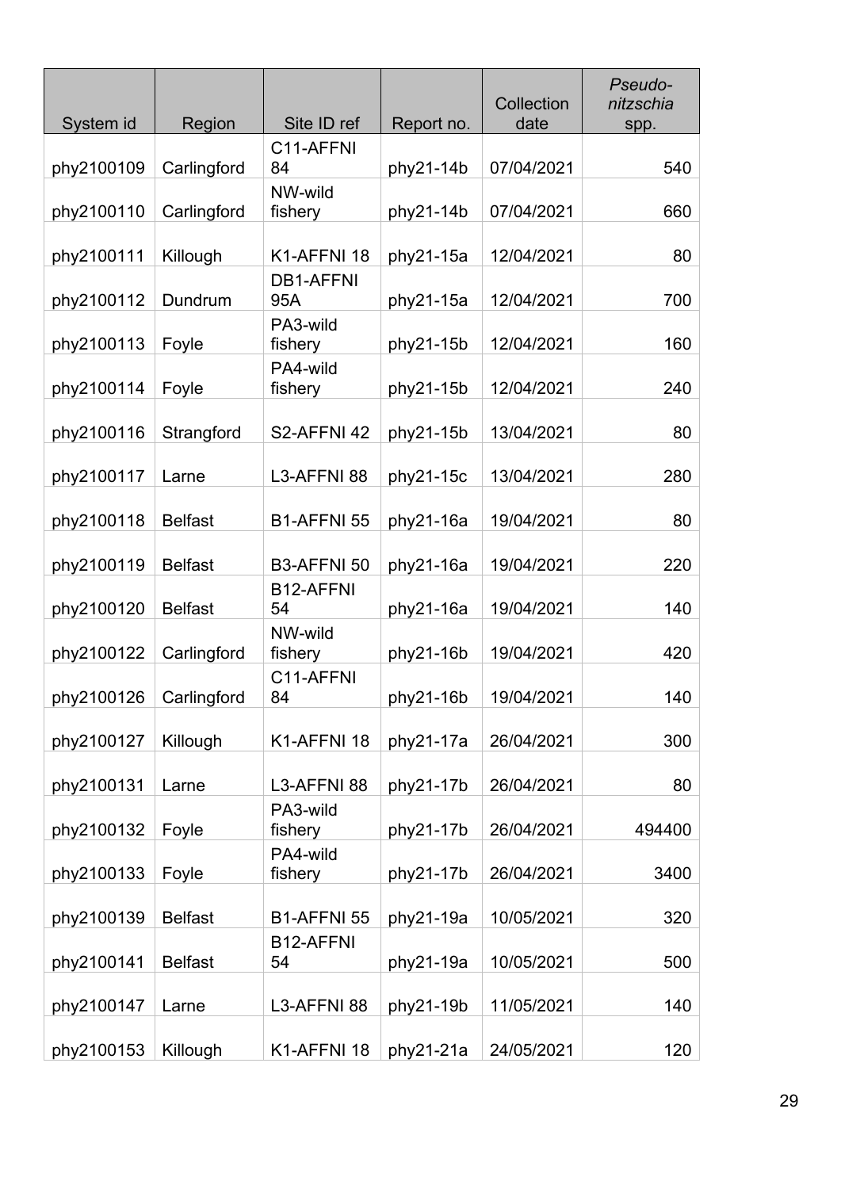| System id | Region | Site ID ref | Report no. | Collection date | *Pseudo-nitzschia* spp. |
|---|---|---|---|---|---|
| phy2100109 | Carlingford | C11-AFFNI 84 | phy21-14b | 07/04/2021 | 540 |
| phy2100110 | Carlingford | NW-wild fishery | phy21-14b | 07/04/2021 | 660 |
| phy2100111 | Killough | K1-AFFNI 18 | phy21-15a | 12/04/2021 | 80 |
| phy2100112 | Dundrum | DB1-AFFNI 95A | phy21-15a | 12/04/2021 | 700 |
| phy2100113 | Foyle | PA3-wild fishery | phy21-15b | 12/04/2021 | 160 |
| phy2100114 | Foyle | PA4-wild fishery | phy21-15b | 12/04/2021 | 240 |
| phy2100116 | Strangford | S2-AFFNI 42 | phy21-15b | 13/04/2021 | 80 |
| phy2100117 | Larne | L3-AFFNI 88 | phy21-15c | 13/04/2021 | 280 |
| phy2100118 | Belfast | B1-AFFNI 55 | phy21-16a | 19/04/2021 | 80 |
| phy2100119 | Belfast | B3-AFFNI 50 | phy21-16a | 19/04/2021 | 220 |
| phy2100120 | Belfast | B12-AFFNI 54 | phy21-16a | 19/04/2021 | 140 |
| phy2100122 | Carlingford | NW-wild fishery | phy21-16b | 19/04/2021 | 420 |
| phy2100126 | Carlingford | C11-AFFNI 84 | phy21-16b | 19/04/2021 | 140 |
| phy2100127 | Killough | K1-AFFNI 18 | phy21-17a | 26/04/2021 | 300 |
| phy2100131 | Larne | L3-AFFNI 88 | phy21-17b | 26/04/2021 | 80 |
| phy2100132 | Foyle | PA3-wild fishery | phy21-17b | 26/04/2021 | 494400 |
| phy2100133 | Foyle | PA4-wild fishery | phy21-17b | 26/04/2021 | 3400 |
| phy2100139 | Belfast | B1-AFFNI 55 | phy21-19a | 10/05/2021 | 320 |
| phy2100141 | Belfast | B12-AFFNI 54 | phy21-19a | 10/05/2021 | 500 |
| phy2100147 | Larne | L3-AFFNI 88 | phy21-19b | 11/05/2021 | 140 |
| phy2100153 | Killough | K1-AFFNI 18 | phy21-21a | 24/05/2021 | 120 |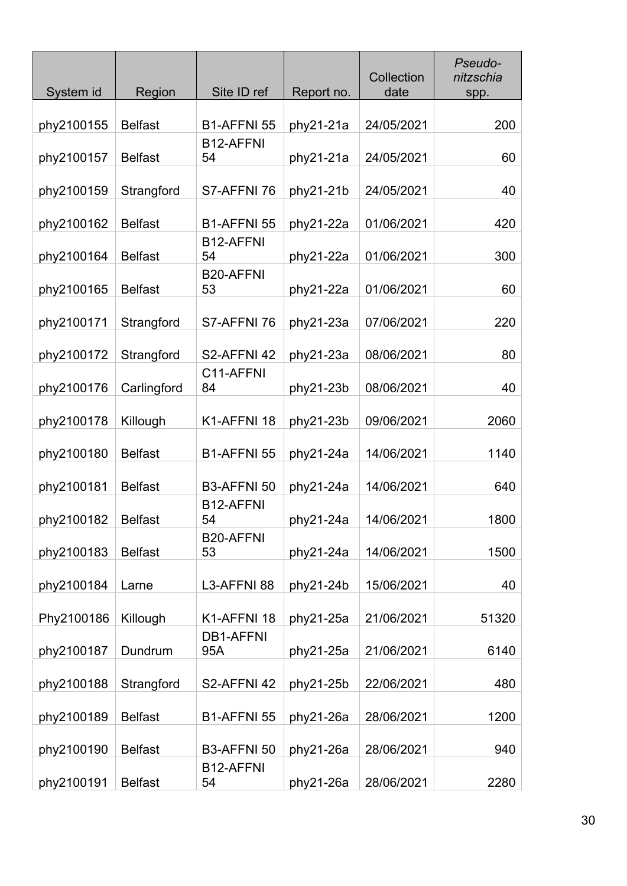| System id | Region | Site ID ref | Report no. | Collection date | *Pseudo-nitzschia* spp. |
|---|---|---|---|---|---|
| phy2100155 | Belfast | B1-AFFNI 55 | phy21-21a | 24/05/2021 | 200 |
| phy2100157 | Belfast | B12-AFFNI 54 | phy21-21a | 24/05/2021 | 60 |
| phy2100159 | Strangford | S7-AFFNI 76 | phy21-21b | 24/05/2021 | 40 |
| phy2100162 | Belfast | B1-AFFNI 55 | phy21-22a | 01/06/2021 | 420 |
| phy2100164 | Belfast | B12-AFFNI 54 | phy21-22a | 01/06/2021 | 300 |
| phy2100165 | Belfast | B20-AFFNI 53 | phy21-22a | 01/06/2021 | 60 |
| phy2100171 | Strangford | S7-AFFNI 76 | phy21-23a | 07/06/2021 | 220 |
| phy2100172 | Strangford | S2-AFFNI 42 | phy21-23a | 08/06/2021 | 80 |
| phy2100176 | Carlingford | C11-AFFNI 84 | phy21-23b | 08/06/2021 | 40 |
| phy2100178 | Killough | K1-AFFNI 18 | phy21-23b | 09/06/2021 | 2060 |
| phy2100180 | Belfast | B1-AFFNI 55 | phy21-24a | 14/06/2021 | 1140 |
| phy2100181 | Belfast | B3-AFFNI 50 | phy21-24a | 14/06/2021 | 640 |
| phy2100182 | Belfast | B12-AFFNI 54 | phy21-24a | 14/06/2021 | 1800 |
| phy2100183 | Belfast | B20-AFFNI 53 | phy21-24a | 14/06/2021 | 1500 |
| phy2100184 | Larne | L3-AFFNI 88 | phy21-24b | 15/06/2021 | 40 |
| Phy2100186 | Killough | K1-AFFNI 18 | phy21-25a | 21/06/2021 | 51320 |
| phy2100187 | Dundrum | DB1-AFFNI 95A | phy21-25a | 21/06/2021 | 6140 |
| phy2100188 | Strangford | S2-AFFNI 42 | phy21-25b | 22/06/2021 | 480 |
| phy2100189 | Belfast | B1-AFFNI 55 | phy21-26a | 28/06/2021 | 1200 |
| phy2100190 | Belfast | B3-AFFNI 50 | phy21-26a | 28/06/2021 | 940 |
| phy2100191 | Belfast | B12-AFFNI 54 | phy21-26a | 28/06/2021 | 2280 |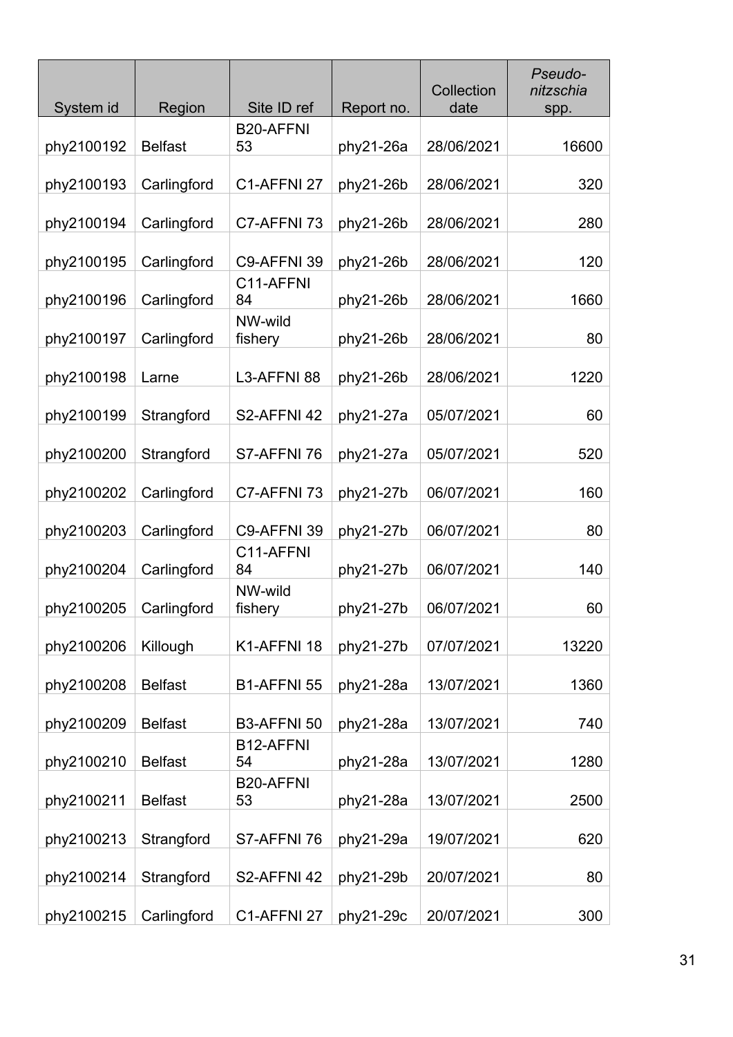| System id | Region | Site ID ref | Report no. | Collection date | *Pseudo-nitzschia* spp. |
|---|---|---|---|---|---|
| phy2100192 | Belfast | B20-AFFNI 53 | phy21-26a | 28/06/2021 | 16600 |
| phy2100193 | Carlingford | C1-AFFNI 27 | phy21-26b | 28/06/2021 | 320 |
| phy2100194 | Carlingford | C7-AFFNI 73 | phy21-26b | 28/06/2021 | 280 |
| phy2100195 | Carlingford | C9-AFFNI 39 | phy21-26b | 28/06/2021 | 120 |
| phy2100196 | Carlingford | C11-AFFNI 84 | phy21-26b | 28/06/2021 | 1660 |
| phy2100197 | Carlingford | NW-wild fishery | phy21-26b | 28/06/2021 | 80 |
| phy2100198 | Larne | L3-AFFNI 88 | phy21-26b | 28/06/2021 | 1220 |
| phy2100199 | Strangford | S2-AFFNI 42 | phy21-27a | 05/07/2021 | 60 |
| phy2100200 | Strangford | S7-AFFNI 76 | phy21-27a | 05/07/2021 | 520 |
| phy2100202 | Carlingford | C7-AFFNI 73 | phy21-27b | 06/07/2021 | 160 |
| phy2100203 | Carlingford | C9-AFFNI 39 | phy21-27b | 06/07/2021 | 80 |
| phy2100204 | Carlingford | C11-AFFNI 84 | phy21-27b | 06/07/2021 | 140 |
| phy2100205 | Carlingford | NW-wild fishery | phy21-27b | 06/07/2021 | 60 |
| phy2100206 | Killough | K1-AFFNI 18 | phy21-27b | 07/07/2021 | 13220 |
| phy2100208 | Belfast | B1-AFFNI 55 | phy21-28a | 13/07/2021 | 1360 |
| phy2100209 | Belfast | B3-AFFNI 50 | phy21-28a | 13/07/2021 | 740 |
| phy2100210 | Belfast | B12-AFFNI 54 | phy21-28a | 13/07/2021 | 1280 |
| phy2100211 | Belfast | B20-AFFNI 53 | phy21-28a | 13/07/2021 | 2500 |
| phy2100213 | Strangford | S7-AFFNI 76 | phy21-29a | 19/07/2021 | 620 |
| phy2100214 | Strangford | S2-AFFNI 42 | phy21-29b | 20/07/2021 | 80 |
| phy2100215 | Carlingford | C1-AFFNI 27 | phy21-29c | 20/07/2021 | 300 |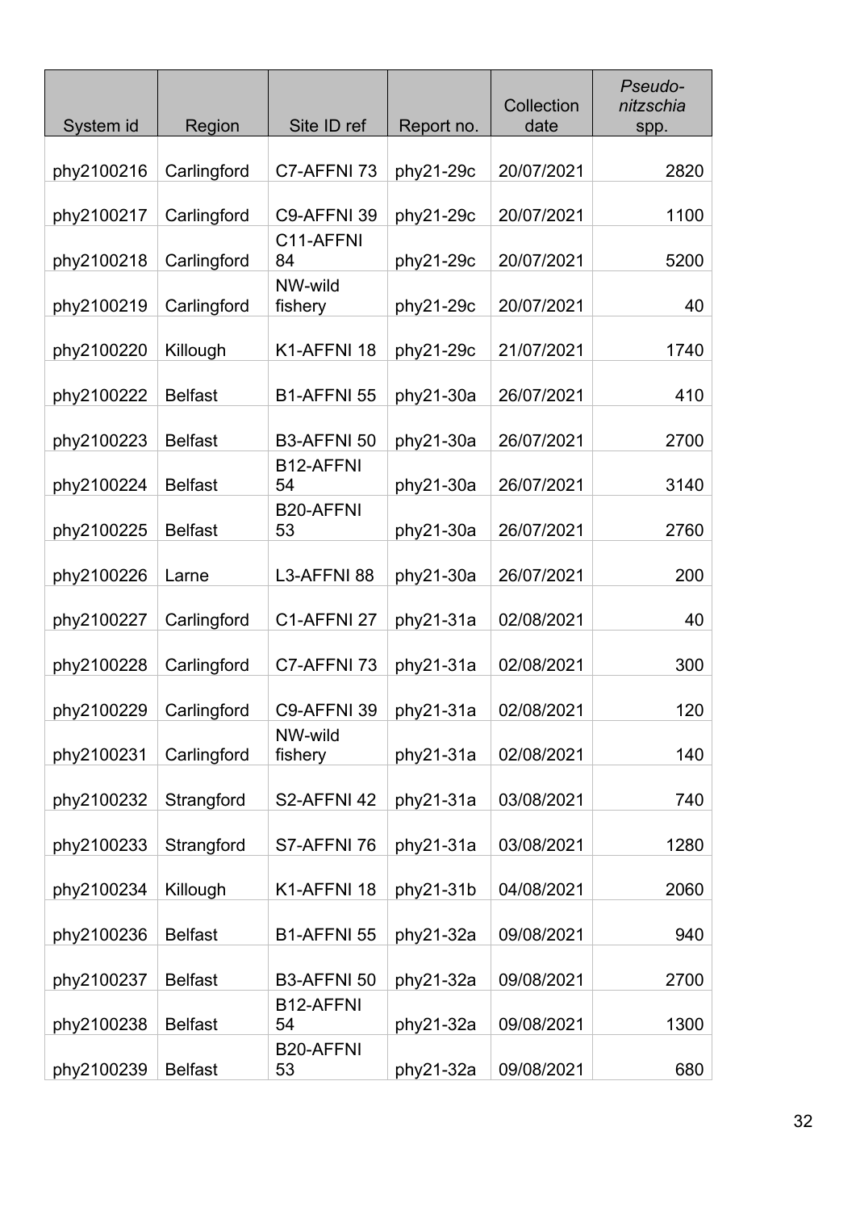| System id | Region | Site ID ref | Report no. | Collection date | *Pseudo-nitzschia* spp. |
|---|---|---|---|---|---|
| phy2100216 | Carlingford | C7-AFFNI 73 | phy21-29c | 20/07/2021 | 2820 |
| phy2100217 | Carlingford | C9-AFFNI 39 | phy21-29c | 20/07/2021 | 1100 |
| phy2100218 | Carlingford | C11-AFFNI 84 | phy21-29c | 20/07/2021 | 5200 |
| phy2100219 | Carlingford | NW-wild fishery | phy21-29c | 20/07/2021 | 40 |
| phy2100220 | Killough | K1-AFFNI 18 | phy21-29c | 21/07/2021 | 1740 |
| phy2100222 | Belfast | B1-AFFNI 55 | phy21-30a | 26/07/2021 | 410 |
| phy2100223 | Belfast | B3-AFFNI 50 | phy21-30a | 26/07/2021 | 2700 |
| phy2100224 | Belfast | B12-AFFNI 54 | phy21-30a | 26/07/2021 | 3140 |
| phy2100225 | Belfast | B20-AFFNI 53 | phy21-30a | 26/07/2021 | 2760 |
| phy2100226 | Larne | L3-AFFNI 88 | phy21-30a | 26/07/2021 | 200 |
| phy2100227 | Carlingford | C1-AFFNI 27 | phy21-31a | 02/08/2021 | 40 |
| phy2100228 | Carlingford | C7-AFFNI 73 | phy21-31a | 02/08/2021 | 300 |
| phy2100229 | Carlingford | C9-AFFNI 39 | phy21-31a | 02/08/2021 | 120 |
| phy2100231 | Carlingford | NW-wild fishery | phy21-31a | 02/08/2021 | 140 |
| phy2100232 | Strangford | S2-AFFNI 42 | phy21-31a | 03/08/2021 | 740 |
| phy2100233 | Strangford | S7-AFFNI 76 | phy21-31a | 03/08/2021 | 1280 |
| phy2100234 | Killough | K1-AFFNI 18 | phy21-31b | 04/08/2021 | 2060 |
| phy2100236 | Belfast | B1-AFFNI 55 | phy21-32a | 09/08/2021 | 940 |
| phy2100237 | Belfast | B3-AFFNI 50 | phy21-32a | 09/08/2021 | 2700 |
| phy2100238 | Belfast | B12-AFFNI 54 | phy21-32a | 09/08/2021 | 1300 |
| phy2100239 | Belfast | B20-AFFNI 53 | phy21-32a | 09/08/2021 | 680 |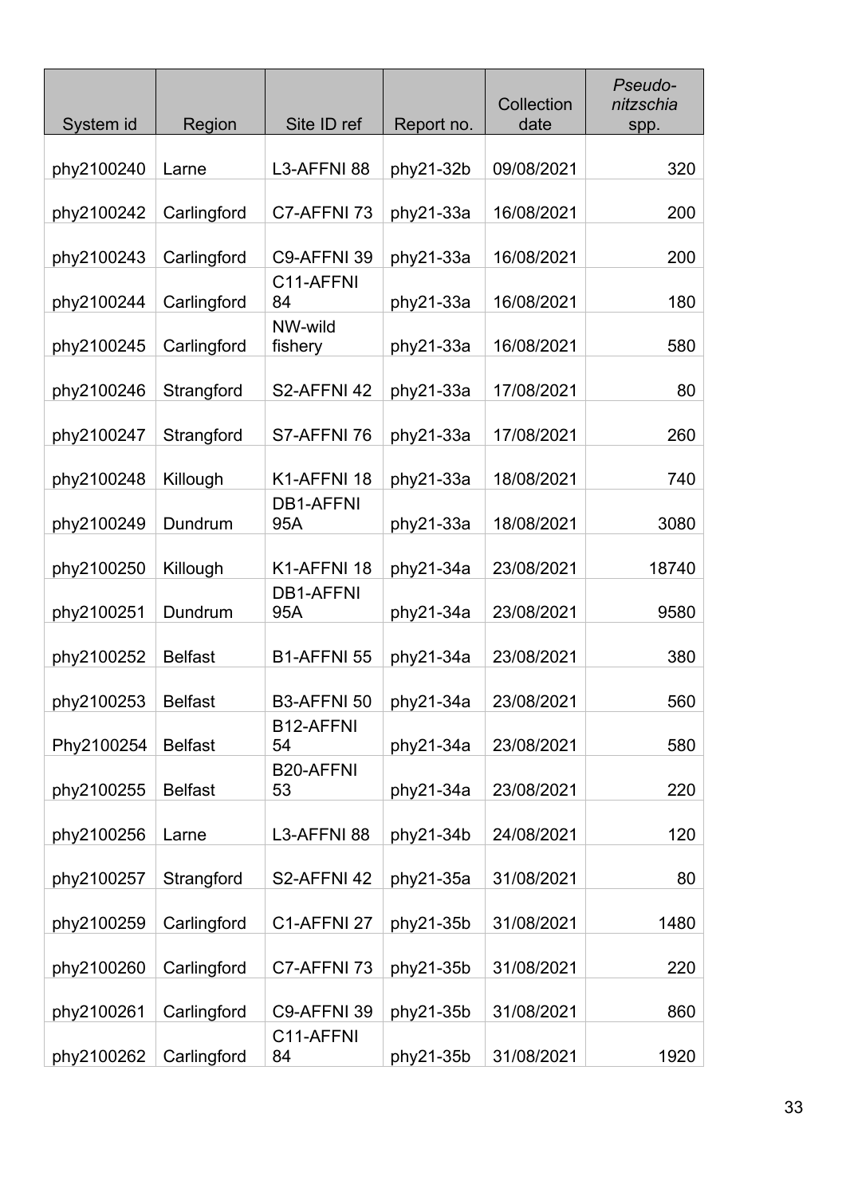| System id | Region | Site ID ref | Report no. | Collection date | *Pseudo-nitzschia* spp. |
|---|---|---|---|---|---|
| phy2100240 | Larne | L3-AFFNI 88 | phy21-32b | 09/08/2021 | 320 |
| phy2100242 | Carlingford | C7-AFFNI 73 | phy21-33a | 16/08/2021 | 200 |
| phy2100243 | Carlingford | C9-AFFNI 39 | phy21-33a | 16/08/2021 | 200 |
| phy2100244 | Carlingford | C11-AFFNI 84 | phy21-33a | 16/08/2021 | 180 |
| phy2100245 | Carlingford | NW-wild fishery | phy21-33a | 16/08/2021 | 580 |
| phy2100246 | Strangford | S2-AFFNI 42 | phy21-33a | 17/08/2021 | 80 |
| phy2100247 | Strangford | S7-AFFNI 76 | phy21-33a | 17/08/2021 | 260 |
| phy2100248 | Killough | K1-AFFNI 18 | phy21-33a | 18/08/2021 | 740 |
| phy2100249 | Dundrum | DB1-AFFNI 95A | phy21-33a | 18/08/2021 | 3080 |
| phy2100250 | Killough | K1-AFFNI 18 | phy21-34a | 23/08/2021 | 18740 |
| phy2100251 | Dundrum | DB1-AFFNI 95A | phy21-34a | 23/08/2021 | 9580 |
| phy2100252 | Belfast | B1-AFFNI 55 | phy21-34a | 23/08/2021 | 380 |
| phy2100253 | Belfast | B3-AFFNI 50 | phy21-34a | 23/08/2021 | 560 |
| Phy2100254 | Belfast | B12-AFFNI 54 | phy21-34a | 23/08/2021 | 580 |
| phy2100255 | Belfast | B20-AFFNI 53 | phy21-34a | 23/08/2021 | 220 |
| phy2100256 | Larne | L3-AFFNI 88 | phy21-34b | 24/08/2021 | 120 |
| phy2100257 | Strangford | S2-AFFNI 42 | phy21-35a | 31/08/2021 | 80 |
| phy2100259 | Carlingford | C1-AFFNI 27 | phy21-35b | 31/08/2021 | 1480 |
| phy2100260 | Carlingford | C7-AFFNI 73 | phy21-35b | 31/08/2021 | 220 |
| phy2100261 | Carlingford | C9-AFFNI 39 | phy21-35b | 31/08/2021 | 860 |
| phy2100262 | Carlingford | C11-AFFNI 84 | phy21-35b | 31/08/2021 | 1920 |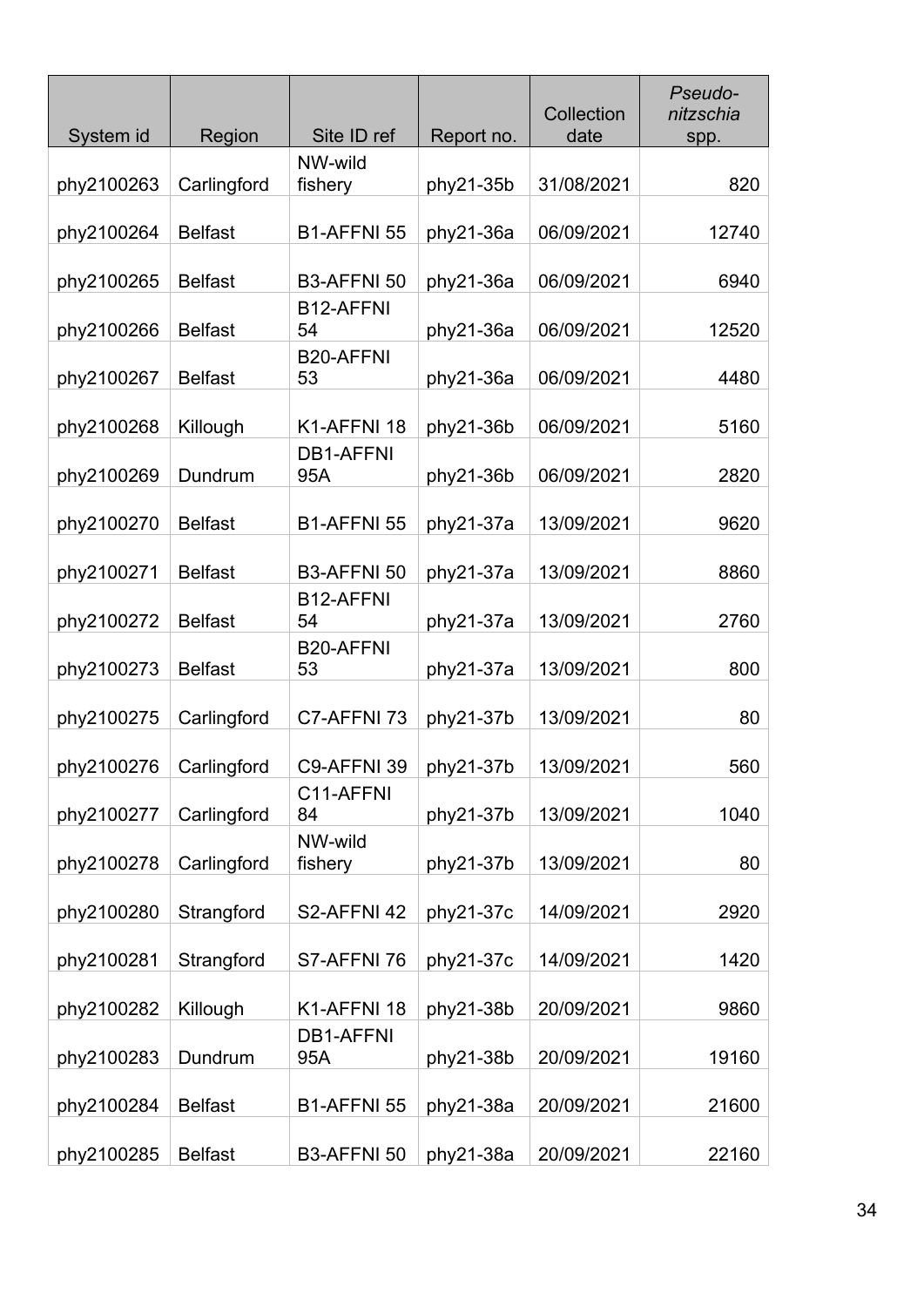| System id | Region | Site ID ref | Report no. | Collection date | *Pseudo-nitzschia* spp. |
|---|---|---|---|---|---|
| phy2100263 | Carlingford | NW-wild fishery | phy21-35b | 31/08/2021 | 820 |
| phy2100264 | Belfast | B1-AFFNI 55 | phy21-36a | 06/09/2021 | 12740 |
| phy2100265 | Belfast | B3-AFFNI 50 | phy21-36a | 06/09/2021 | 6940 |
| phy2100266 | Belfast | B12-AFFNI 54 | phy21-36a | 06/09/2021 | 12520 |
| phy2100267 | Belfast | B20-AFFNI 53 | phy21-36a | 06/09/2021 | 4480 |
| phy2100268 | Killough | K1-AFFNI 18 | phy21-36b | 06/09/2021 | 5160 |
| phy2100269 | Dundrum | DB1-AFFNI 95A | phy21-36b | 06/09/2021 | 2820 |
| phy2100270 | Belfast | B1-AFFNI 55 | phy21-37a | 13/09/2021 | 9620 |
| phy2100271 | Belfast | B3-AFFNI 50 | phy21-37a | 13/09/2021 | 8860 |
| phy2100272 | Belfast | B12-AFFNI 54 | phy21-37a | 13/09/2021 | 2760 |
| phy2100273 | Belfast | B20-AFFNI 53 | phy21-37a | 13/09/2021 | 800 |
| phy2100275 | Carlingford | C7-AFFNI 73 | phy21-37b | 13/09/2021 | 80 |
| phy2100276 | Carlingford | C9-AFFNI 39 | phy21-37b | 13/09/2021 | 560 |
| phy2100277 | Carlingford | C11-AFFNI 84 | phy21-37b | 13/09/2021 | 1040 |
| phy2100278 | Carlingford | NW-wild fishery | phy21-37b | 13/09/2021 | 80 |
| phy2100280 | Strangford | S2-AFFNI 42 | phy21-37c | 14/09/2021 | 2920 |
| phy2100281 | Strangford | S7-AFFNI 76 | phy21-37c | 14/09/2021 | 1420 |
| phy2100282 | Killough | K1-AFFNI 18 | phy21-38b | 20/09/2021 | 9860 |
| phy2100283 | Dundrum | DB1-AFFNI 95A | phy21-38b | 20/09/2021 | 19160 |
| phy2100284 | Belfast | B1-AFFNI 55 | phy21-38a | 20/09/2021 | 21600 |
| phy2100285 | Belfast | B3-AFFNI 50 | phy21-38a | 20/09/2021 | 22160 |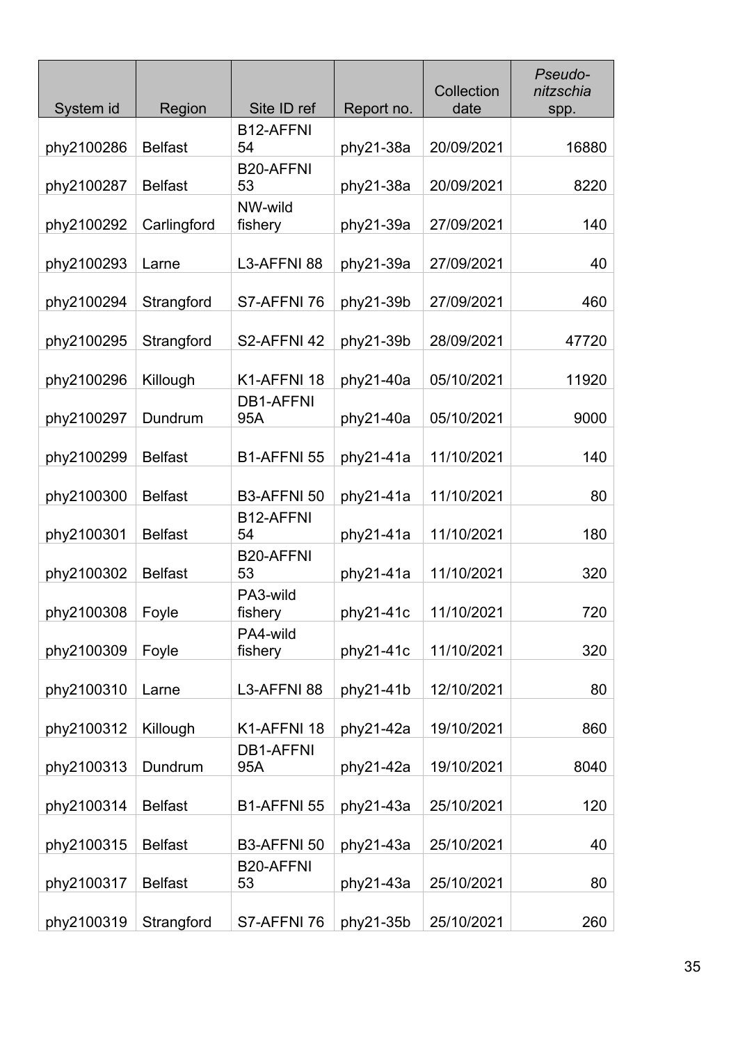| System id | Region | Site ID ref | Report no. | Collection date | *Pseudo-nitzschia* spp. |
|---|---|---|---|---|---|
| phy2100286 | Belfast | B12-AFFNI 54 | phy21-38a | 20/09/2021 | 16880 |
| phy2100287 | Belfast | B20-AFFNI 53 | phy21-38a | 20/09/2021 | 8220 |
| phy2100292 | Carlingford | NW-wild fishery | phy21-39a | 27/09/2021 | 140 |
| phy2100293 | Larne | L3-AFFNI 88 | phy21-39a | 27/09/2021 | 40 |
| phy2100294 | Strangford | S7-AFFNI 76 | phy21-39b | 27/09/2021 | 460 |
| phy2100295 | Strangford | S2-AFFNI 42 | phy21-39b | 28/09/2021 | 47720 |
| phy2100296 | Killough | K1-AFFNI 18 | phy21-40a | 05/10/2021 | 11920 |
| phy2100297 | Dundrum | DB1-AFFNI 95A | phy21-40a | 05/10/2021 | 9000 |
| phy2100299 | Belfast | B1-AFFNI 55 | phy21-41a | 11/10/2021 | 140 |
| phy2100300 | Belfast | B3-AFFNI 50 | phy21-41a | 11/10/2021 | 80 |
| phy2100301 | Belfast | B12-AFFNI 54 | phy21-41a | 11/10/2021 | 180 |
| phy2100302 | Belfast | B20-AFFNI 53 | phy21-41a | 11/10/2021 | 320 |
| phy2100308 | Foyle | PA3-wild fishery | phy21-41c | 11/10/2021 | 720 |
| phy2100309 | Foyle | PA4-wild fishery | phy21-41c | 11/10/2021 | 320 |
| phy2100310 | Larne | L3-AFFNI 88 | phy21-41b | 12/10/2021 | 80 |
| phy2100312 | Killough | K1-AFFNI 18 | phy21-42a | 19/10/2021 | 860 |
| phy2100313 | Dundrum | DB1-AFFNI 95A | phy21-42a | 19/10/2021 | 8040 |
| phy2100314 | Belfast | B1-AFFNI 55 | phy21-43a | 25/10/2021 | 120 |
| phy2100315 | Belfast | B3-AFFNI 50 | phy21-43a | 25/10/2021 | 40 |
| phy2100317 | Belfast | B20-AFFNI 53 | phy21-43a | 25/10/2021 | 80 |
| phy2100319 | Strangford | S7-AFFNI 76 | phy21-35b | 25/10/2021 | 260 |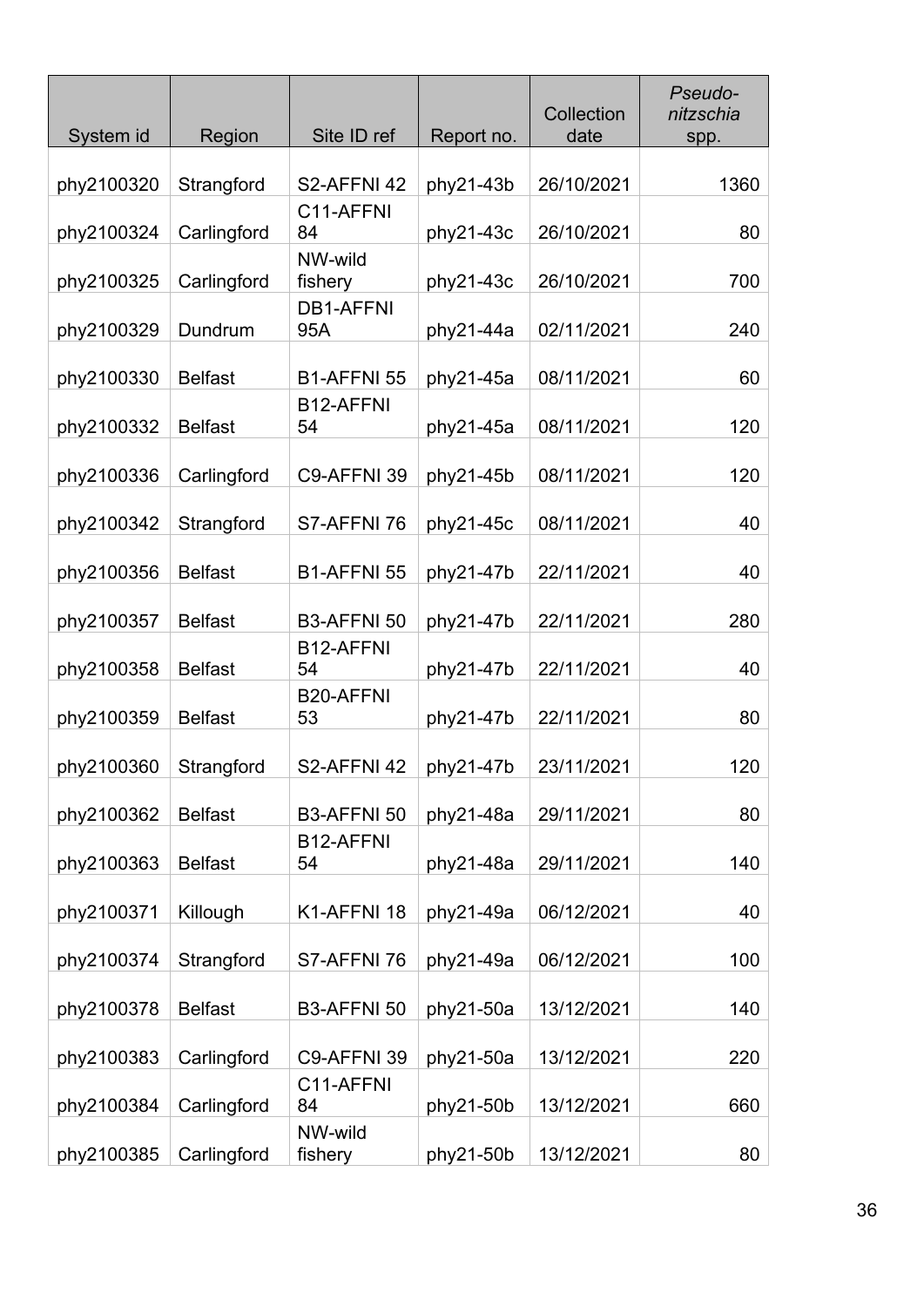| System id | Region | Site ID ref | Report no. | Collection date | *Pseudo-nitzschia* spp. |
|---|---|---|---|---|---|
| phy2100320 | Strangford | S2-AFFNI 42 | phy21-43b | 26/10/2021 | 1360 |
| phy2100324 | Carlingford | C11-AFFNI 84 | phy21-43c | 26/10/2021 | 80 |
| phy2100325 | Carlingford | NW-wild fishery | phy21-43c | 26/10/2021 | 700 |
| phy2100329 | Dundrum | DB1-AFFNI 95A | phy21-44a | 02/11/2021 | 240 |
| phy2100330 | Belfast | B1-AFFNI 55 | phy21-45a | 08/11/2021 | 60 |
| phy2100332 | Belfast | B12-AFFNI 54 | phy21-45a | 08/11/2021 | 120 |
| phy2100336 | Carlingford | C9-AFFNI 39 | phy21-45b | 08/11/2021 | 120 |
| phy2100342 | Strangford | S7-AFFNI 76 | phy21-45c | 08/11/2021 | 40 |
| phy2100356 | Belfast | B1-AFFNI 55 | phy21-47b | 22/11/2021 | 40 |
| phy2100357 | Belfast | B3-AFFNI 50 | phy21-47b | 22/11/2021 | 280 |
| phy2100358 | Belfast | B12-AFFNI 54 | phy21-47b | 22/11/2021 | 40 |
| phy2100359 | Belfast | B20-AFFNI 53 | phy21-47b | 22/11/2021 | 80 |
| phy2100360 | Strangford | S2-AFFNI 42 | phy21-47b | 23/11/2021 | 120 |
| phy2100362 | Belfast | B3-AFFNI 50 | phy21-48a | 29/11/2021 | 80 |
| phy2100363 | Belfast | B12-AFFNI 54 | phy21-48a | 29/11/2021 | 140 |
| phy2100371 | Killough | K1-AFFNI 18 | phy21-49a | 06/12/2021 | 40 |
| phy2100374 | Strangford | S7-AFFNI 76 | phy21-49a | 06/12/2021 | 100 |
| phy2100378 | Belfast | B3-AFFNI 50 | phy21-50a | 13/12/2021 | 140 |
| phy2100383 | Carlingford | C9-AFFNI 39 | phy21-50a | 13/12/2021 | 220 |
| phy2100384 | Carlingford | C11-AFFNI 84 | phy21-50b | 13/12/2021 | 660 |
| phy2100385 | Carlingford | NW-wild fishery | phy21-50b | 13/12/2021 | 80 |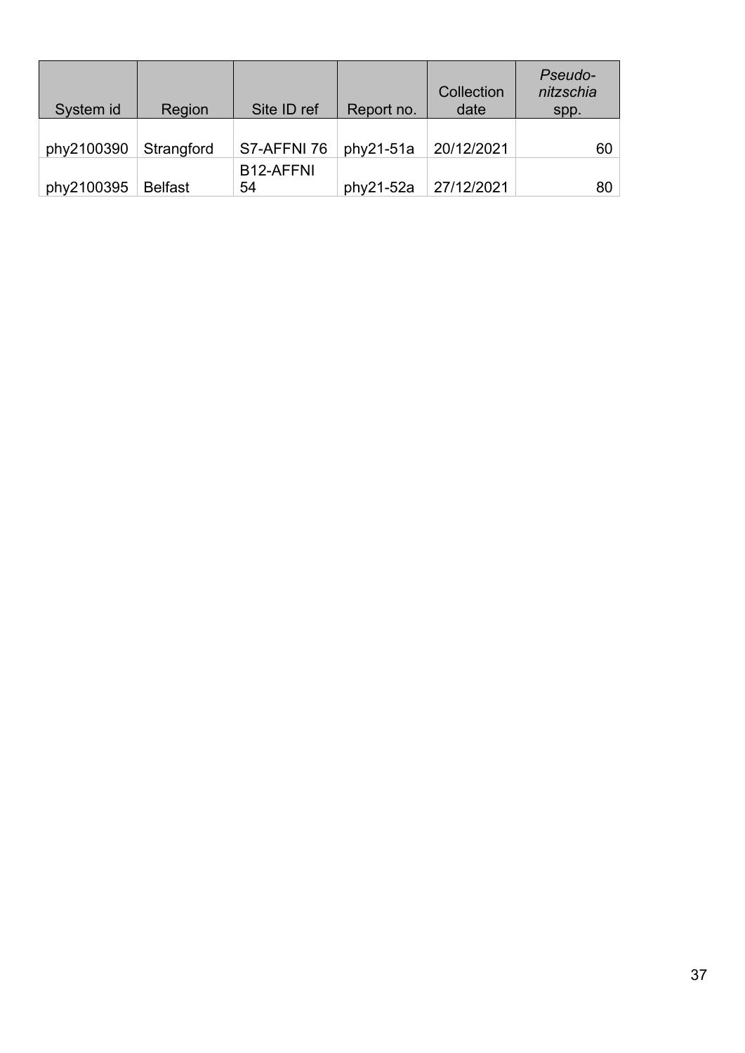| System id | Region | Site ID ref | Report no. | Collection date | *Pseudo-nitzschia* spp. |
|---|---|---|---|---|---|
| phy2100390 | Strangford | S7-AFFNI 76 | phy21-51a | 20/12/2021 | 60 |
| phy2100395 | Belfast | B12-AFFNI 54 | phy21-52a | 27/12/2021 | 80 |